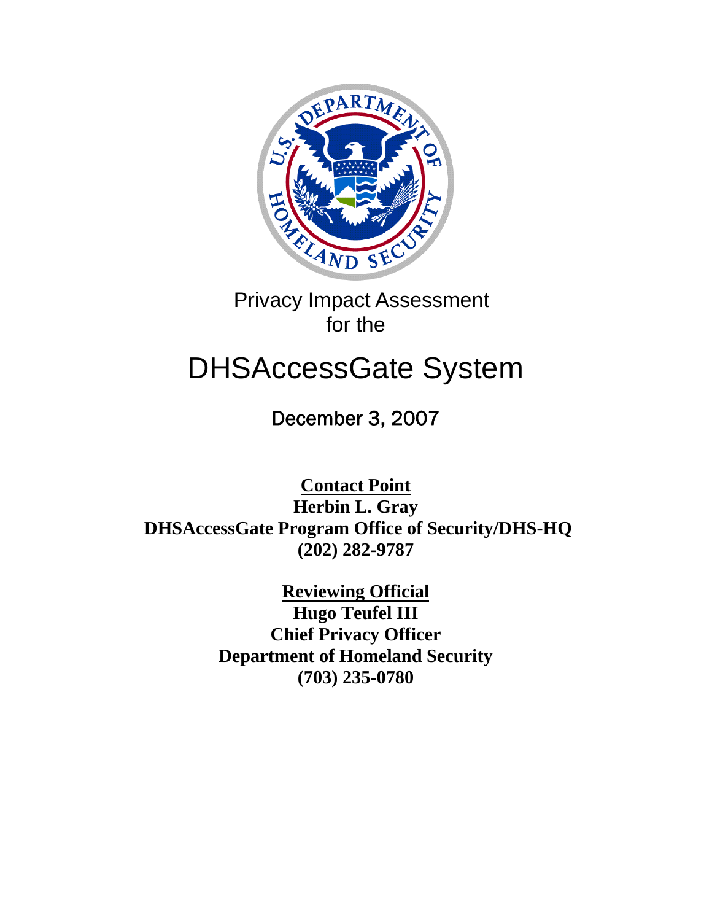Privacy Impact Assessment
for the

# DHSAccessGate System

December 3, 2007

**Contact Point**
**Herbin L. Gray**
**DHSAccessGate Program Office of Security/DHS-HQ**
**(202) 282-9787**

**Reviewing Official**
**Hugo Teufel III**
**Chief Privacy Officer**
**Department of Homeland Security**
**(703) 235-0780**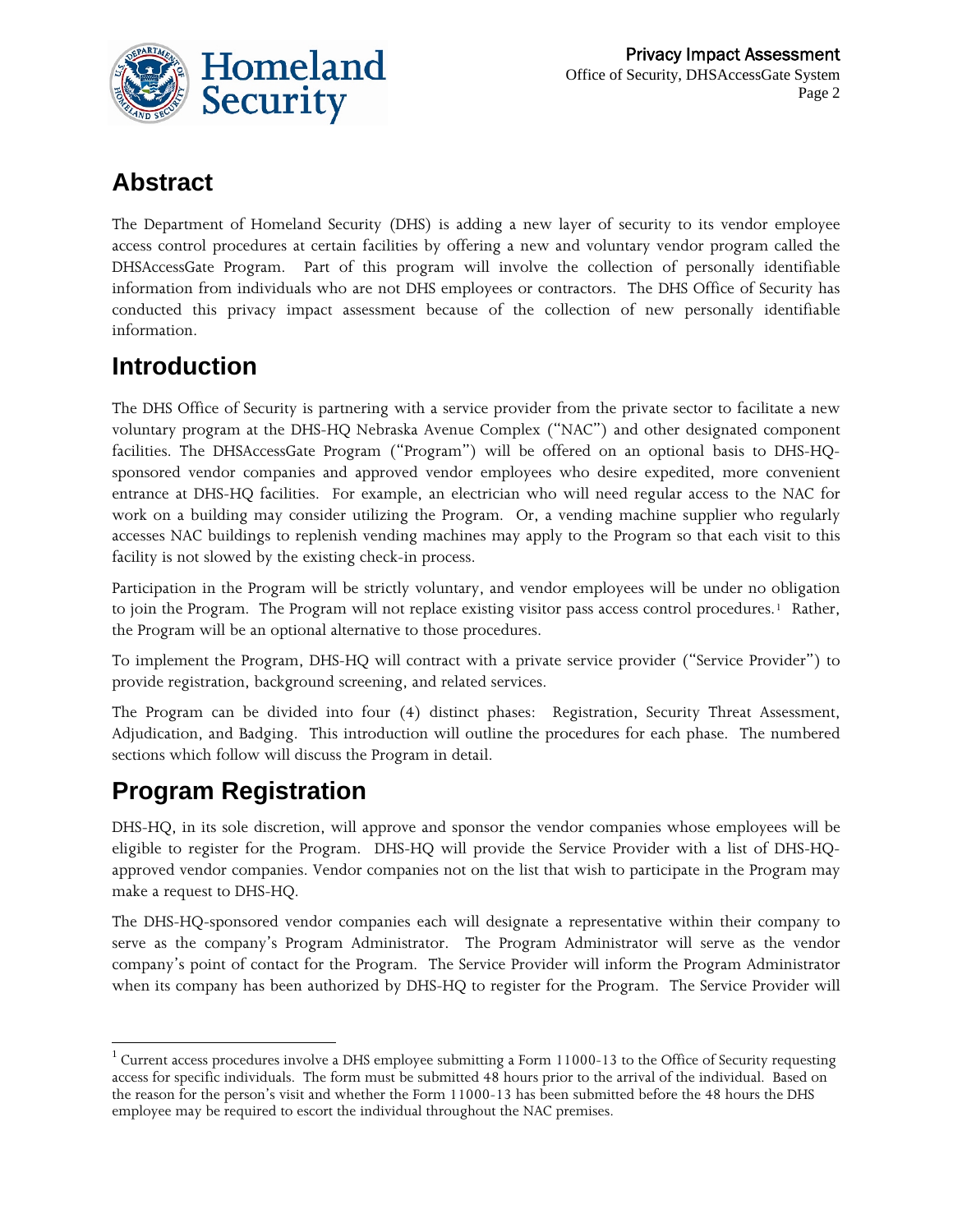## Abstract

The Department of Homeland Security (DHS) is adding a new layer of security to its vendor employee access control procedures at certain facilities by offering a new and voluntary vendor program called the DHSAccessGate Program. Part of this program will involve the collection of personally identifiable information from individuals who are not DHS employees or contractors. The DHS Office of Security has conducted this privacy impact assessment because of the collection of new personally identifiable information.

## Introduction

The DHS Office of Security is partnering with a service provider from the private sector to facilitate a new voluntary program at the DHS-HQ Nebraska Avenue Complex ("NAC") and other designated component facilities. The DHSAccessGate Program ("Program") will be offered on an optional basis to DHS-HQ-sponsored vendor companies and approved vendor employees who desire expedited, more convenient entrance at DHS-HQ facilities. For example, an electrician who will need regular access to the NAC for work on a building may consider utilizing the Program. Or, a vending machine supplier who regularly accesses NAC buildings to replenish vending machines may apply to the Program so that each visit to this facility is not slowed by the existing check-in process.

Participation in the Program will be strictly voluntary, and vendor employees will be under no obligation to join the Program. The Program will not replace existing visitor pass access control procedures.[1] Rather, the Program will be an optional alternative to those procedures.

To implement the Program, DHS-HQ will contract with a private service provider ("Service Provider") to provide registration, background screening, and related services.

The Program can be divided into four (4) distinct phases: Registration, Security Threat Assessment, Adjudication, and Badging. This introduction will outline the procedures for each phase. The numbered sections which follow will discuss the Program in detail.

## Program Registration

DHS-HQ, in its sole discretion, will approve and sponsor the vendor companies whose employees will be eligible to register for the Program. DHS-HQ will provide the Service Provider with a list of DHS-HQ-approved vendor companies. Vendor companies not on the list that wish to participate in the Program may make a request to DHS-HQ.

The DHS-HQ-sponsored vendor companies each will designate a representative within their company to serve as the company's Program Administrator. The Program Administrator will serve as the vendor company's point of contact for the Program. The Service Provider will inform the Program Administrator when its company has been authorized by DHS-HQ to register for the Program. The Service Provider will

[1] Current access procedures involve a DHS employee submitting a Form 11000-13 to the Office of Security requesting access for specific individuals. The form must be submitted 48 hours prior to the arrival of the individual. Based on the reason for the person's visit and whether the Form 11000-13 has been submitted before the 48 hours the DHS employee may be required to escort the individual throughout the NAC premises.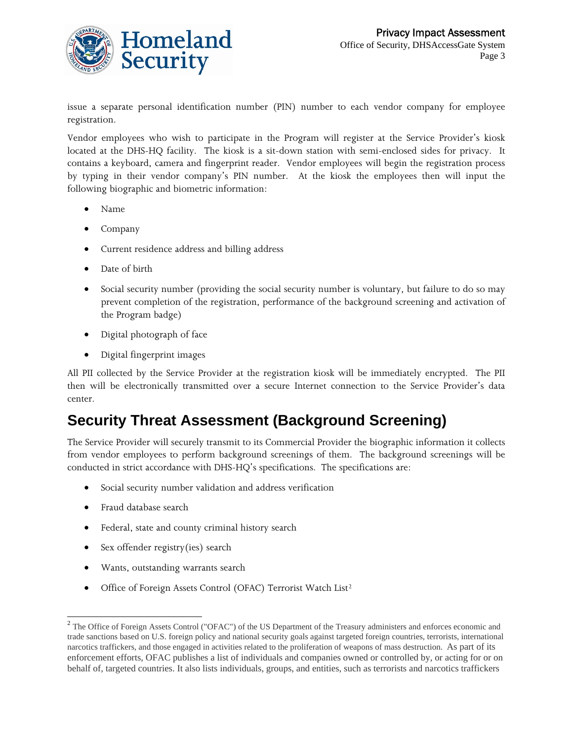issue a separate personal identification number (PIN) number to each vendor company for employee registration.

Vendor employees who wish to participate in the Program will register at the Service Provider's kiosk located at the DHS-HQ facility. The kiosk is a sit-down station with semi-enclosed sides for privacy. It contains a keyboard, camera and fingerprint reader. Vendor employees will begin the registration process by typing in their vendor company's PIN number. At the kiosk the employees then will input the following biographic and biometric information:

- Name
- Company
- Current residence address and billing address
- Date of birth
- Social security number (providing the social security number is voluntary, but failure to do so may prevent completion of the registration, performance of the background screening and activation of the Program badge)
- Digital photograph of face
- Digital fingerprint images

All PII collected by the Service Provider at the registration kiosk will be immediately encrypted. The PII then will be electronically transmitted over a secure Internet connection to the Service Provider's data center.

## Security Threat Assessment (Background Screening)

The Service Provider will securely transmit to its Commercial Provider the biographic information it collects from vendor employees to perform background screenings of them. The background screenings will be conducted in strict accordance with DHS-HQ's specifications. The specifications are:

- Social security number validation and address verification
- Fraud database search
- Federal, state and county criminal history search
- Sex offender registry(ies) search
- Wants, outstanding warrants search
- Office of Foreign Assets Control (OFAC) Terrorist Watch List[2]

[2] The Office of Foreign Assets Control ("OFAC") of the US Department of the Treasury administers and enforces economic and trade sanctions based on U.S. foreign policy and national security goals against targeted foreign countries, terrorists, international narcotics traffickers, and those engaged in activities related to the proliferation of weapons of mass destruction. As part of its enforcement efforts, OFAC publishes a list of individuals and companies owned or controlled by, or acting for or on behalf of, targeted countries. It also lists individuals, groups, and entities, such as terrorists and narcotics traffickers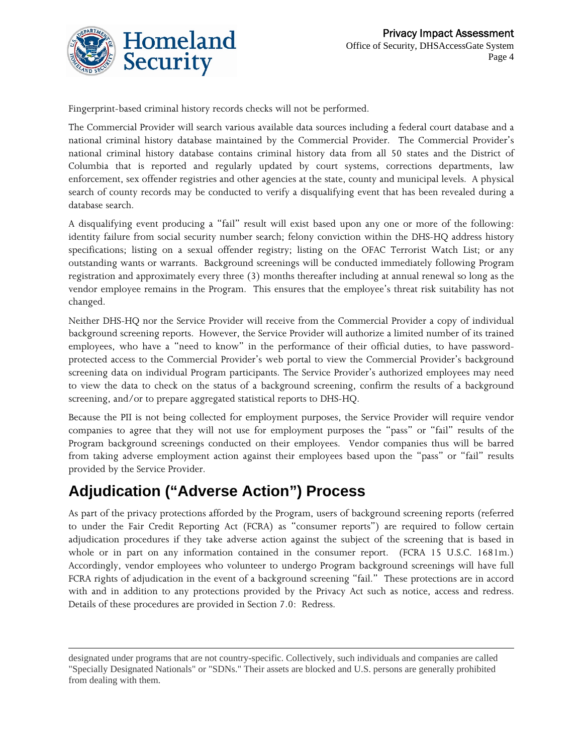Fingerprint-based criminal history records checks will not be performed.

The Commercial Provider will search various available data sources including a federal court database and a national criminal history database maintained by the Commercial Provider. The Commercial Provider's national criminal history database contains criminal history data from all 50 states and the District of Columbia that is reported and regularly updated by court systems, corrections departments, law enforcement, sex offender registries and other agencies at the state, county and municipal levels. A physical search of county records may be conducted to verify a disqualifying event that has been revealed during a database search.

A disqualifying event producing a "fail" result will exist based upon any one or more of the following: identity failure from social security number search; felony conviction within the DHS-HQ address history specifications; listing on a sexual offender registry; listing on the OFAC Terrorist Watch List; or any outstanding wants or warrants. Background screenings will be conducted immediately following Program registration and approximately every three (3) months thereafter including at annual renewal so long as the vendor employee remains in the Program. This ensures that the employee's threat risk suitability has not changed.

Neither DHS-HQ nor the Service Provider will receive from the Commercial Provider a copy of individual background screening reports. However, the Service Provider will authorize a limited number of its trained employees, who have a "need to know" in the performance of their official duties, to have password-protected access to the Commercial Provider's web portal to view the Commercial Provider's background screening data on individual Program participants. The Service Provider's authorized employees may need to view the data to check on the status of a background screening, confirm the results of a background screening, and/or to prepare aggregated statistical reports to DHS-HQ.

Because the PII is not being collected for employment purposes, the Service Provider will require vendor companies to agree that they will not use for employment purposes the "pass" or "fail" results of the Program background screenings conducted on their employees. Vendor companies thus will be barred from taking adverse employment action against their employees based upon the "pass" or "fail" results provided by the Service Provider.

## Adjudication ("Adverse Action") Process

As part of the privacy protections afforded by the Program, users of background screening reports (referred to under the Fair Credit Reporting Act (FCRA) as "consumer reports") are required to follow certain adjudication procedures if they take adverse action against the subject of the screening that is based in whole or in part on any information contained in the consumer report. (FCRA 15 U.S.C. 1681m.) Accordingly, vendor employees who volunteer to undergo Program background screenings will have full FCRA rights of adjudication in the event of a background screening "fail." These protections are in accord with and in addition to any protections provided by the Privacy Act such as notice, access and redress. Details of these procedures are provided in Section 7.0: Redress.

designated under programs that are not country-specific. Collectively, such individuals and companies are called "Specially Designated Nationals" or "SDNs." Their assets are blocked and U.S. persons are generally prohibited from dealing with them.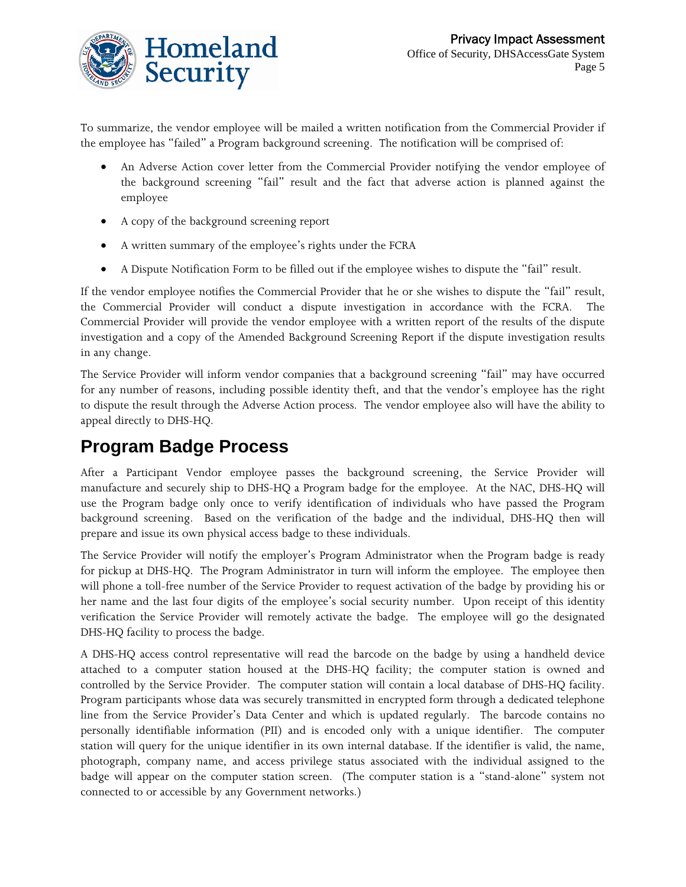To summarize, the vendor employee will be mailed a written notification from the Commercial Provider if the employee has "failed" a Program background screening. The notification will be comprised of:

- An Adverse Action cover letter from the Commercial Provider notifying the vendor employee of the background screening "fail" result and the fact that adverse action is planned against the employee
- A copy of the background screening report
- A written summary of the employee's rights under the FCRA
- A Dispute Notification Form to be filled out if the employee wishes to dispute the "fail" result.

If the vendor employee notifies the Commercial Provider that he or she wishes to dispute the "fail" result, the Commercial Provider will conduct a dispute investigation in accordance with the FCRA. The Commercial Provider will provide the vendor employee with a written report of the results of the dispute investigation and a copy of the Amended Background Screening Report if the dispute investigation results in any change.

The Service Provider will inform vendor companies that a background screening "fail" may have occurred for any number of reasons, including possible identity theft, and that the vendor's employee has the right to dispute the result through the Adverse Action process. The vendor employee also will have the ability to appeal directly to DHS-HQ.

## Program Badge Process

After a Participant Vendor employee passes the background screening, the Service Provider will manufacture and securely ship to DHS-HQ a Program badge for the employee. At the NAC, DHS-HQ will use the Program badge only once to verify identification of individuals who have passed the Program background screening. Based on the verification of the badge and the individual, DHS-HQ then will prepare and issue its own physical access badge to these individuals.

The Service Provider will notify the employer's Program Administrator when the Program badge is ready for pickup at DHS-HQ. The Program Administrator in turn will inform the employee. The employee then will phone a toll-free number of the Service Provider to request activation of the badge by providing his or her name and the last four digits of the employee's social security number. Upon receipt of this identity verification the Service Provider will remotely activate the badge. The employee will go the designated DHS-HQ facility to process the badge.

A DHS-HQ access control representative will read the barcode on the badge by using a handheld device attached to a computer station housed at the DHS-HQ facility; the computer station is owned and controlled by the Service Provider. The computer station will contain a local database of DHS-HQ facility. Program participants whose data was securely transmitted in encrypted form through a dedicated telephone line from the Service Provider's Data Center and which is updated regularly. The barcode contains no personally identifiable information (PII) and is encoded only with a unique identifier. The computer station will query for the unique identifier in its own internal database. If the identifier is valid, the name, photograph, company name, and access privilege status associated with the individual assigned to the badge will appear on the computer station screen. (The computer station is a "stand-alone" system not connected to or accessible by any Government networks.)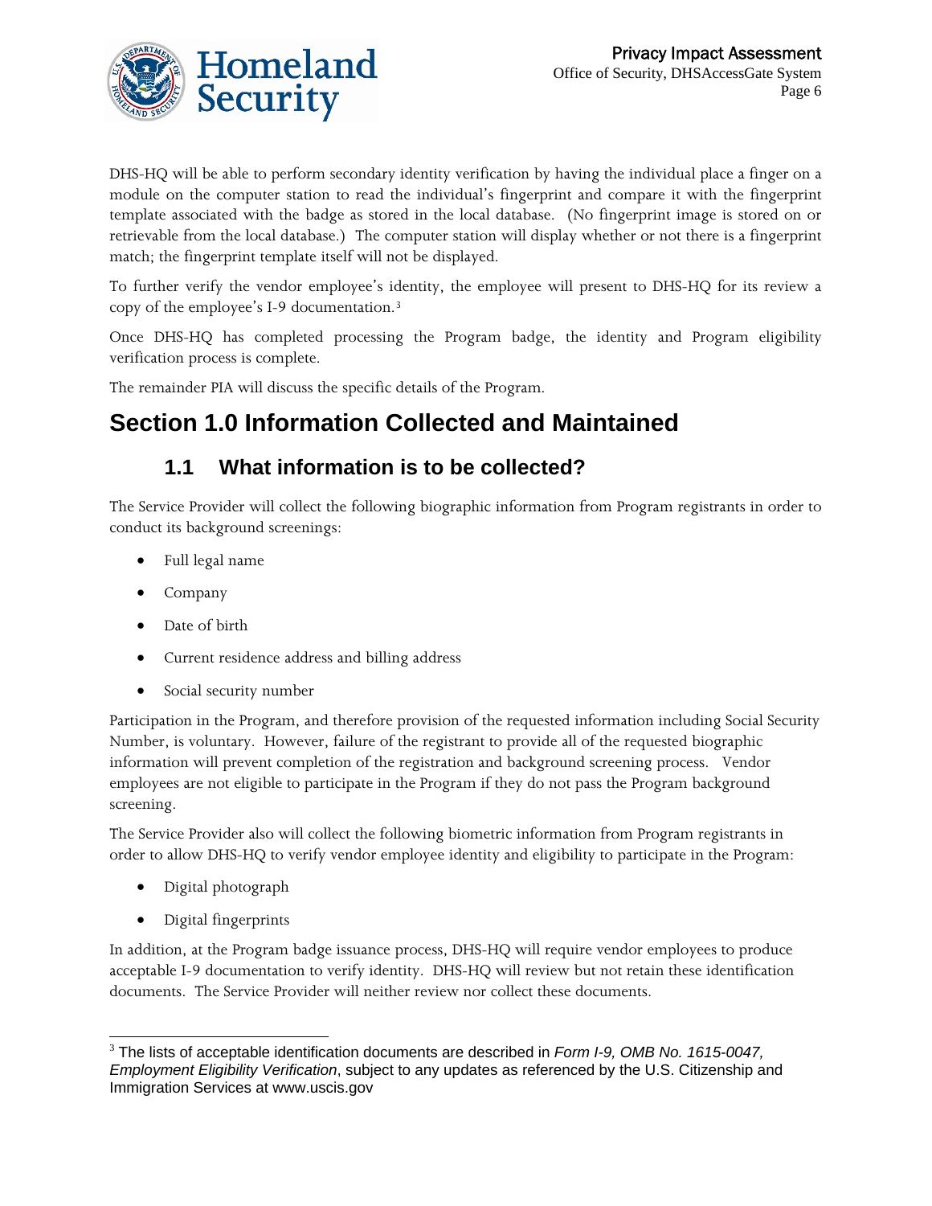DHS-HQ will be able to perform secondary identity verification by having the individual place a finger on a module on the computer station to read the individual's fingerprint and compare it with the fingerprint template associated with the badge as stored in the local database. (No fingerprint image is stored on or retrievable from the local database.) The computer station will display whether or not there is a fingerprint match; the fingerprint template itself will not be displayed.

To further verify the vendor employee's identity, the employee will present to DHS-HQ for its review a copy of the employee's I-9 documentation.[3]

Once DHS-HQ has completed processing the Program badge, the identity and Program eligibility verification process is complete.

The remainder PIA will discuss the specific details of the Program.

# Section 1.0 Information Collected and Maintained

## 1.1 What information is to be collected?

The Service Provider will collect the following biographic information from Program registrants in order to conduct its background screenings:

- Full legal name
- Company
- Date of birth
- Current residence address and billing address
- Social security number

Participation in the Program, and therefore provision of the requested information including Social Security Number, is voluntary. However, failure of the registrant to provide all of the requested biographic information will prevent completion of the registration and background screening process. Vendor employees are not eligible to participate in the Program if they do not pass the Program background screening.

The Service Provider also will collect the following biometric information from Program registrants in order to allow DHS-HQ to verify vendor employee identity and eligibility to participate in the Program:

- Digital photograph
- Digital fingerprints

In addition, at the Program badge issuance process, DHS-HQ will require vendor employees to produce acceptable I-9 documentation to verify identity. DHS-HQ will review but not retain these identification documents. The Service Provider will neither review nor collect these documents.

---

[3] The lists of acceptable identification documents are described in *Form I-9, OMB No. 1615-0047, Employment Eligibility Verification*, subject to any updates as referenced by the U.S. Citizenship and Immigration Services at www.uscis.gov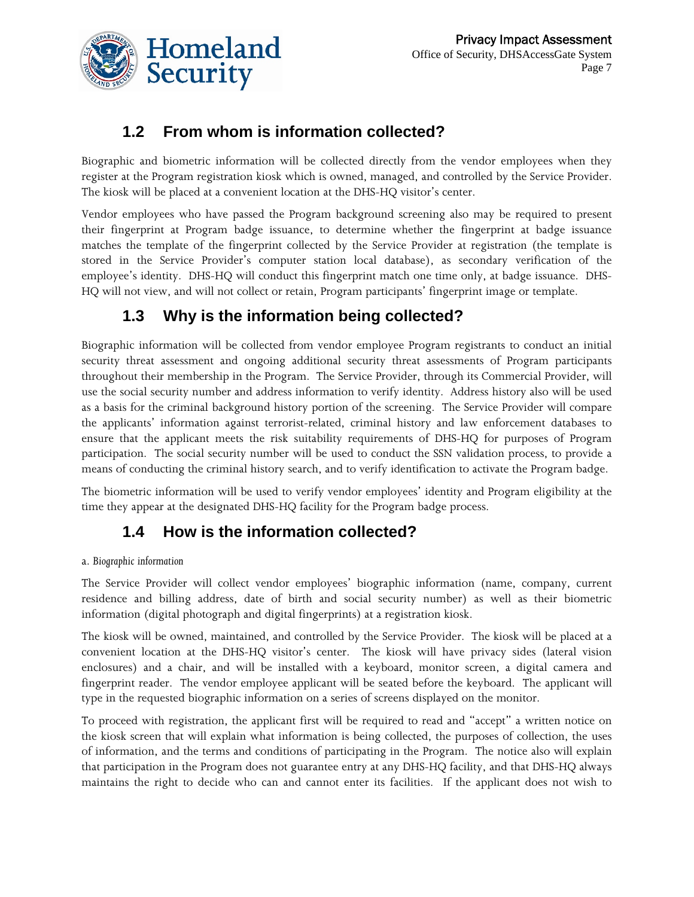## 1.2 From whom is information collected?

Biographic and biometric information will be collected directly from the vendor employees when they register at the Program registration kiosk which is owned, managed, and controlled by the Service Provider. The kiosk will be placed at a convenient location at the DHS-HQ visitor's center.

Vendor employees who have passed the Program background screening also may be required to present their fingerprint at Program badge issuance, to determine whether the fingerprint at badge issuance matches the template of the fingerprint collected by the Service Provider at registration (the template is stored in the Service Provider's computer station local database), as secondary verification of the employee's identity. DHS-HQ will conduct this fingerprint match one time only, at badge issuance. DHS-HQ will not view, and will not collect or retain, Program participants' fingerprint image or template.

## 1.3 Why is the information being collected?

Biographic information will be collected from vendor employee Program registrants to conduct an initial security threat assessment and ongoing additional security threat assessments of Program participants throughout their membership in the Program. The Service Provider, through its Commercial Provider, will use the social security number and address information to verify identity. Address history also will be used as a basis for the criminal background history portion of the screening. The Service Provider will compare the applicants' information against terrorist-related, criminal history and law enforcement databases to ensure that the applicant meets the risk suitability requirements of DHS-HQ for purposes of Program participation. The social security number will be used to conduct the SSN validation process, to provide a means of conducting the criminal history search, and to verify identification to activate the Program badge.

The biometric information will be used to verify vendor employees' identity and Program eligibility at the time they appear at the designated DHS-HQ facility for the Program badge process.

## 1.4 How is the information collected?

a. *Biographic information*

The Service Provider will collect vendor employees' biographic information (name, company, current residence and billing address, date of birth and social security number) as well as their biometric information (digital photograph and digital fingerprints) at a registration kiosk.

The kiosk will be owned, maintained, and controlled by the Service Provider. The kiosk will be placed at a convenient location at the DHS-HQ visitor's center. The kiosk will have privacy sides (lateral vision enclosures) and a chair, and will be installed with a keyboard, monitor screen, a digital camera and fingerprint reader. The vendor employee applicant will be seated before the keyboard. The applicant will type in the requested biographic information on a series of screens displayed on the monitor.

To proceed with registration, the applicant first will be required to read and "accept" a written notice on the kiosk screen that will explain what information is being collected, the purposes of collection, the uses of information, and the terms and conditions of participating in the Program. The notice also will explain that participation in the Program does not guarantee entry at any DHS-HQ facility, and that DHS-HQ always maintains the right to decide who can and cannot enter its facilities. If the applicant does not wish to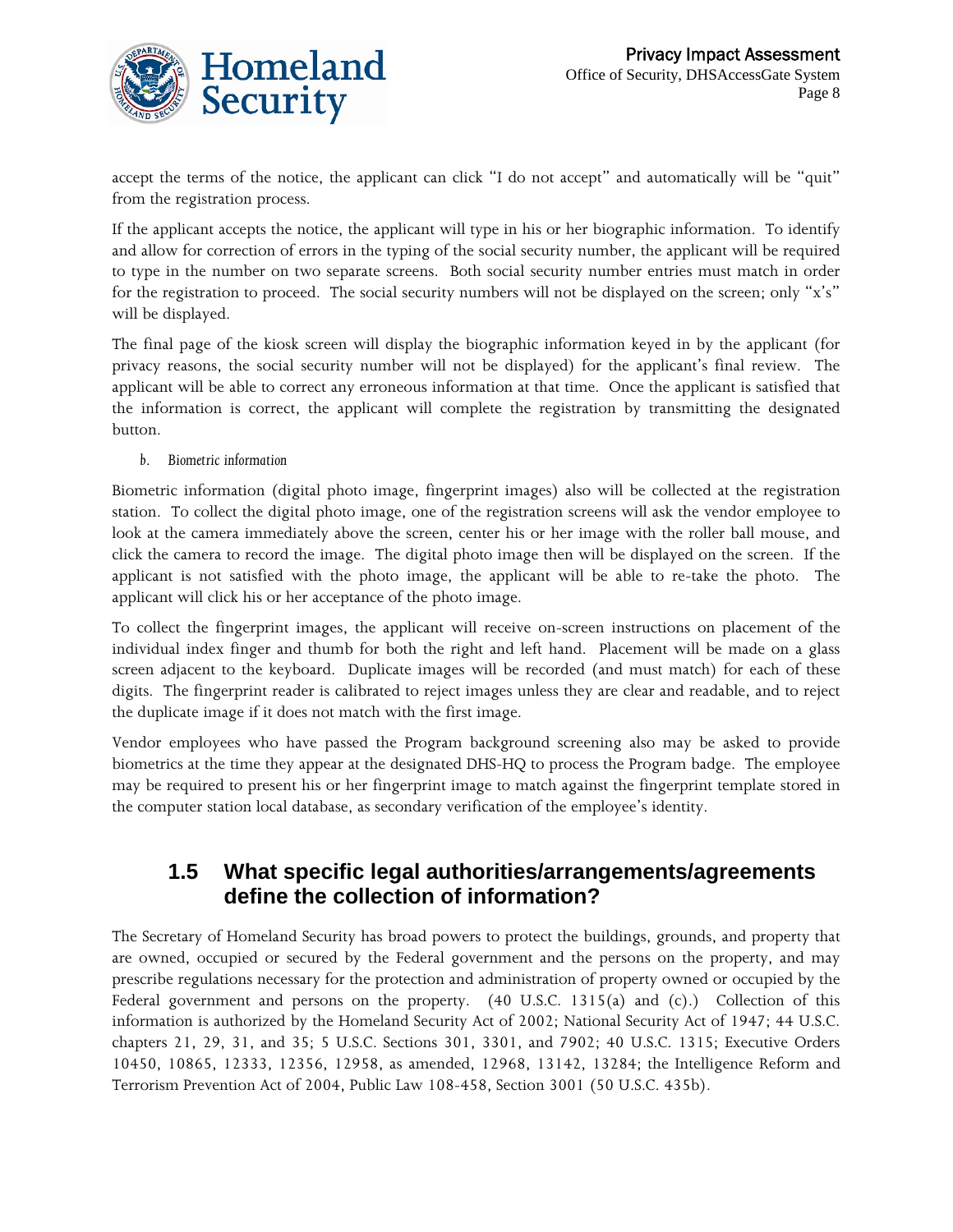accept the terms of the notice, the applicant can click "I do not accept" and automatically will be "quit" from the registration process.

If the applicant accepts the notice, the applicant will type in his or her biographic information. To identify and allow for correction of errors in the typing of the social security number, the applicant will be required to type in the number on two separate screens. Both social security number entries must match in order for the registration to proceed. The social security numbers will not be displayed on the screen; only "x's" will be displayed.

The final page of the kiosk screen will display the biographic information keyed in by the applicant (for privacy reasons, the social security number will not be displayed) for the applicant's final review. The applicant will be able to correct any erroneous information at that time. Once the applicant is satisfied that the information is correct, the applicant will complete the registration by transmitting the designated button.

*b. Biometric information*

Biometric information (digital photo image, fingerprint images) also will be collected at the registration station. To collect the digital photo image, one of the registration screens will ask the vendor employee to look at the camera immediately above the screen, center his or her image with the roller ball mouse, and click the camera to record the image. The digital photo image then will be displayed on the screen. If the applicant is not satisfied with the photo image, the applicant will be able to re-take the photo. The applicant will click his or her acceptance of the photo image.

To collect the fingerprint images, the applicant will receive on-screen instructions on placement of the individual index finger and thumb for both the right and left hand. Placement will be made on a glass screen adjacent to the keyboard. Duplicate images will be recorded (and must match) for each of these digits. The fingerprint reader is calibrated to reject images unless they are clear and readable, and to reject the duplicate image if it does not match with the first image.

Vendor employees who have passed the Program background screening also may be asked to provide biometrics at the time they appear at the designated DHS-HQ to process the Program badge. The employee may be required to present his or her fingerprint image to match against the fingerprint template stored in the computer station local database, as secondary verification of the employee's identity.

## 1.5 What specific legal authorities/arrangements/agreements define the collection of information?

The Secretary of Homeland Security has broad powers to protect the buildings, grounds, and property that are owned, occupied or secured by the Federal government and the persons on the property, and may prescribe regulations necessary for the protection and administration of property owned or occupied by the Federal government and persons on the property. (40 U.S.C. 1315(a) and (c).) Collection of this information is authorized by the Homeland Security Act of 2002; National Security Act of 1947; 44 U.S.C. chapters 21, 29, 31, and 35; 5 U.S.C. Sections 301, 3301, and 7902; 40 U.S.C. 1315; Executive Orders 10450, 10865, 12333, 12356, 12958, as amended, 12968, 13142, 13284; the Intelligence Reform and Terrorism Prevention Act of 2004, Public Law 108-458, Section 3001 (50 U.S.C. 435b).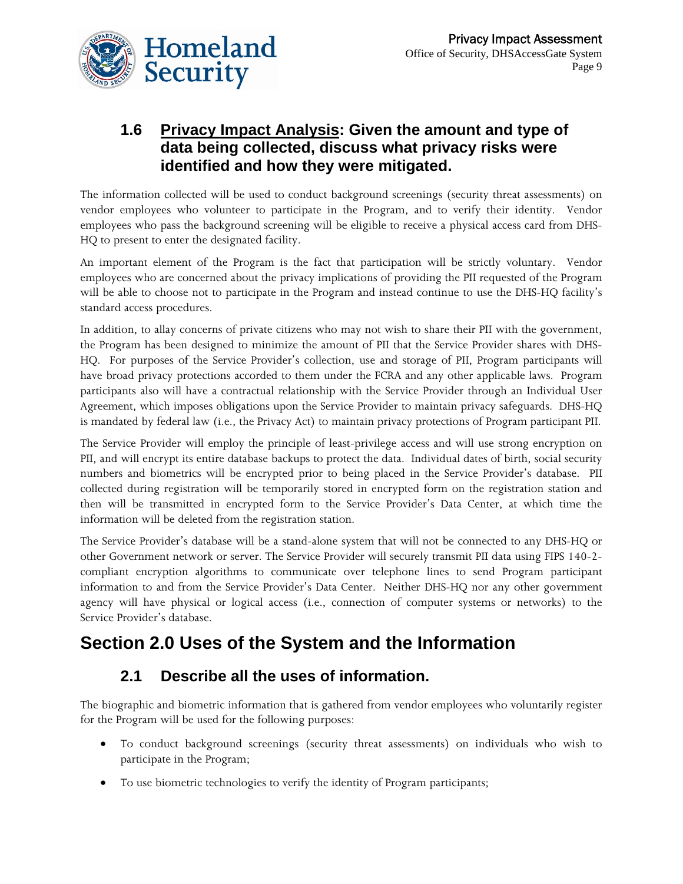### 1.6 Privacy Impact Analysis: Given the amount and type of data being collected, discuss what privacy risks were identified and how they were mitigated.

The information collected will be used to conduct background screenings (security threat assessments) on vendor employees who volunteer to participate in the Program, and to verify their identity. Vendor employees who pass the background screening will be eligible to receive a physical access card from DHS-HQ to present to enter the designated facility.

An important element of the Program is the fact that participation will be strictly voluntary. Vendor employees who are concerned about the privacy implications of providing the PII requested of the Program will be able to choose not to participate in the Program and instead continue to use the DHS-HQ facility's standard access procedures.

In addition, to allay concerns of private citizens who may not wish to share their PII with the government, the Program has been designed to minimize the amount of PII that the Service Provider shares with DHS-HQ. For purposes of the Service Provider's collection, use and storage of PII, Program participants will have broad privacy protections accorded to them under the FCRA and any other applicable laws. Program participants also will have a contractual relationship with the Service Provider through an Individual User Agreement, which imposes obligations upon the Service Provider to maintain privacy safeguards. DHS-HQ is mandated by federal law (i.e., the Privacy Act) to maintain privacy protections of Program participant PII.

The Service Provider will employ the principle of least-privilege access and will use strong encryption on PII, and will encrypt its entire database backups to protect the data. Individual dates of birth, social security numbers and biometrics will be encrypted prior to being placed in the Service Provider's database. PII collected during registration will be temporarily stored in encrypted form on the registration station and then will be transmitted in encrypted form to the Service Provider's Data Center, at which time the information will be deleted from the registration station.

The Service Provider's database will be a stand-alone system that will not be connected to any DHS-HQ or other Government network or server. The Service Provider will securely transmit PII data using FIPS 140-2-compliant encryption algorithms to communicate over telephone lines to send Program participant information to and from the Service Provider's Data Center. Neither DHS-HQ nor any other government agency will have physical or logical access (i.e., connection of computer systems or networks) to the Service Provider's database.

## Section 2.0 Uses of the System and the Information

### 2.1 Describe all the uses of information.

The biographic and biometric information that is gathered from vendor employees who voluntarily register for the Program will be used for the following purposes:

- To conduct background screenings (security threat assessments) on individuals who wish to participate in the Program;
- To use biometric technologies to verify the identity of Program participants;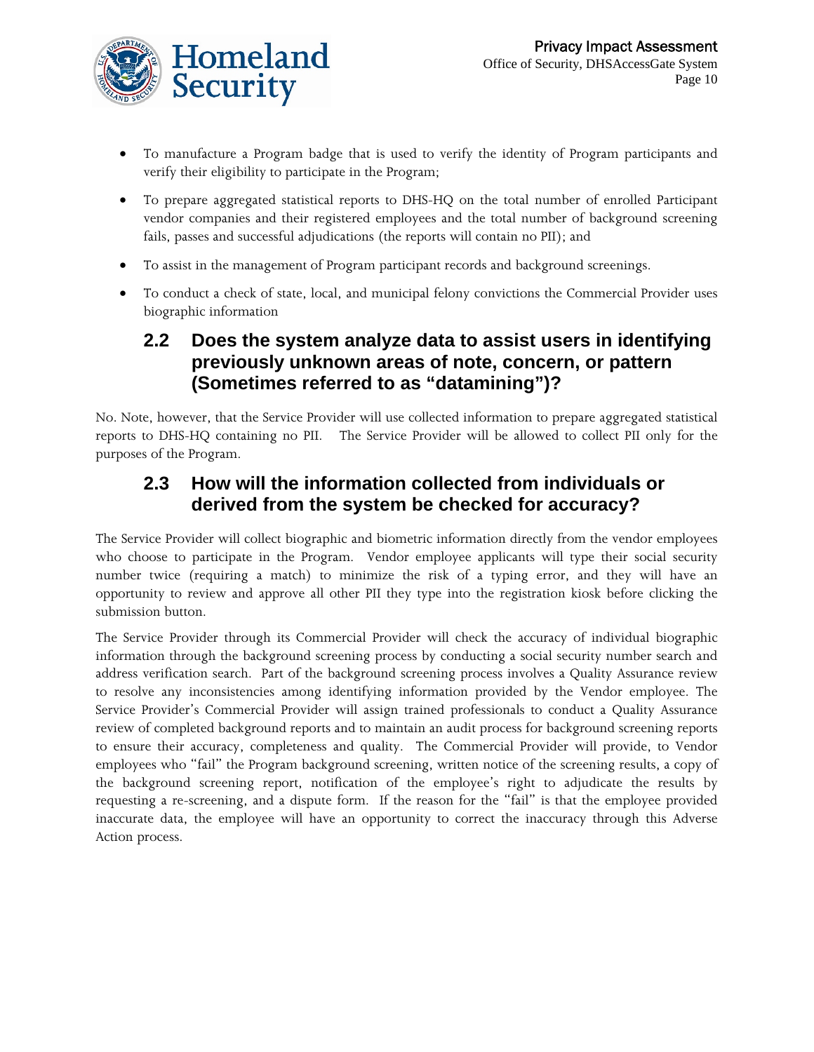- To manufacture a Program badge that is used to verify the identity of Program participants and verify their eligibility to participate in the Program;
- To prepare aggregated statistical reports to DHS-HQ on the total number of enrolled Participant vendor companies and their registered employees and the total number of background screening fails, passes and successful adjudications (the reports will contain no PII); and
- To assist in the management of Program participant records and background screenings.
- To conduct a check of state, local, and municipal felony convictions the Commercial Provider uses biographic information

## 2.2 Does the system analyze data to assist users in identifying previously unknown areas of note, concern, or pattern (Sometimes referred to as "datamining")?

No. Note, however, that the Service Provider will use collected information to prepare aggregated statistical reports to DHS-HQ containing no PII. The Service Provider will be allowed to collect PII only for the purposes of the Program.

## 2.3 How will the information collected from individuals or derived from the system be checked for accuracy?

The Service Provider will collect biographic and biometric information directly from the vendor employees who choose to participate in the Program. Vendor employee applicants will type their social security number twice (requiring a match) to minimize the risk of a typing error, and they will have an opportunity to review and approve all other PII they type into the registration kiosk before clicking the submission button.

The Service Provider through its Commercial Provider will check the accuracy of individual biographic information through the background screening process by conducting a social security number search and address verification search. Part of the background screening process involves a Quality Assurance review to resolve any inconsistencies among identifying information provided by the Vendor employee. The Service Provider's Commercial Provider will assign trained professionals to conduct a Quality Assurance review of completed background reports and to maintain an audit process for background screening reports to ensure their accuracy, completeness and quality. The Commercial Provider will provide, to Vendor employees who "fail" the Program background screening, written notice of the screening results, a copy of the background screening report, notification of the employee's right to adjudicate the results by requesting a re-screening, and a dispute form. If the reason for the "fail" is that the employee provided inaccurate data, the employee will have an opportunity to correct the inaccuracy through this Adverse Action process.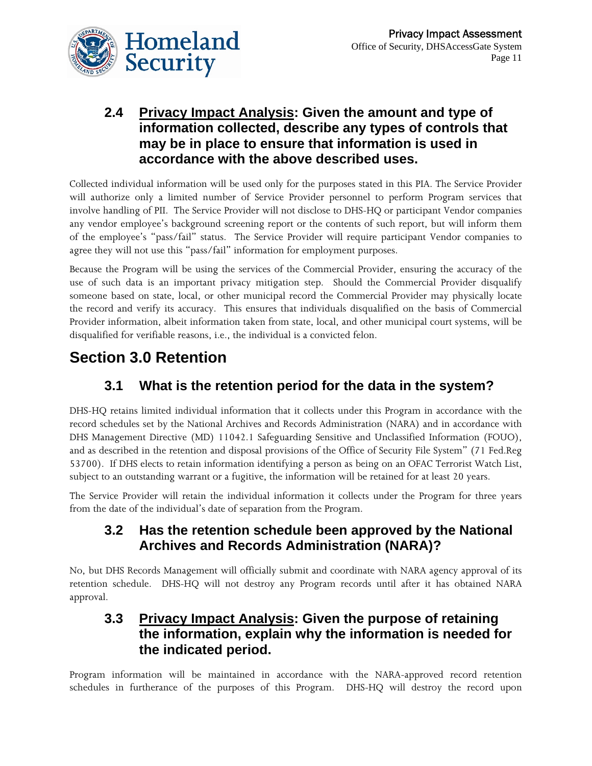### 2.4 <u>Privacy Impact Analysis</u>: Given the amount and type of information collected, describe any types of controls that may be in place to ensure that information is used in accordance with the above described uses.

Collected individual information will be used only for the purposes stated in this PIA. The Service Provider will authorize only a limited number of Service Provider personnel to perform Program services that involve handling of PII. The Service Provider will not disclose to DHS-HQ or participant Vendor companies any vendor employee's background screening report or the contents of such report, but will inform them of the employee's "pass/fail" status. The Service Provider will require participant Vendor companies to agree they will not use this "pass/fail" information for employment purposes.

Because the Program will be using the services of the Commercial Provider, ensuring the accuracy of the use of such data is an important privacy mitigation step. Should the Commercial Provider disqualify someone based on state, local, or other municipal record the Commercial Provider may physically locate the record and verify its accuracy. This ensures that individuals disqualified on the basis of Commercial Provider information, albeit information taken from state, local, and other municipal court systems, will be disqualified for verifiable reasons, i.e., the individual is a convicted felon.

## Section 3.0 Retention

### 3.1 What is the retention period for the data in the system?

DHS-HQ retains limited individual information that it collects under this Program in accordance with the record schedules set by the National Archives and Records Administration (NARA) and in accordance with DHS Management Directive (MD) 11042.1 Safeguarding Sensitive and Unclassified Information (FOUO), and as described in the retention and disposal provisions of the Office of Security File System" (71 Fed.Reg 53700). If DHS elects to retain information identifying a person as being on an OFAC Terrorist Watch List, subject to an outstanding warrant or a fugitive, the information will be retained for at least 20 years.

The Service Provider will retain the individual information it collects under the Program for three years from the date of the individual's date of separation from the Program.

### 3.2 Has the retention schedule been approved by the National Archives and Records Administration (NARA)?

No, but DHS Records Management will officially submit and coordinate with NARA agency approval of its retention schedule. DHS-HQ will not destroy any Program records until after it has obtained NARA approval.

### 3.3 <u>Privacy Impact Analysis</u>: Given the purpose of retaining the information, explain why the information is needed for the indicated period.

Program information will be maintained in accordance with the NARA-approved record retention schedules in furtherance of the purposes of this Program. DHS-HQ will destroy the record upon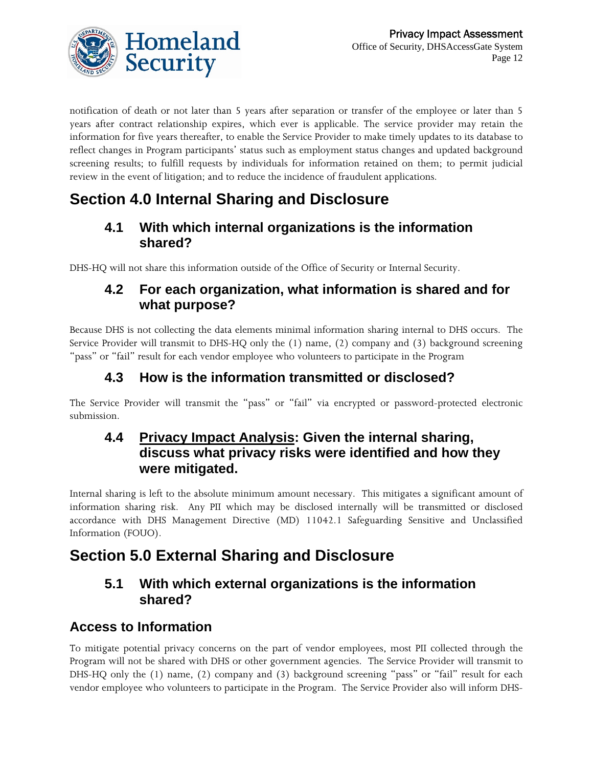notification of death or not later than 5 years after separation or transfer of the employee or later than 5 years after contract relationship expires, which ever is applicable. The service provider may retain the information for five years thereafter, to enable the Service Provider to make timely updates to its database to reflect changes in Program participants' status such as employment status changes and updated background screening results; to fulfill requests by individuals for information retained on them; to permit judicial review in the event of litigation; and to reduce the incidence of fraudulent applications.

# Section 4.0 Internal Sharing and Disclosure

## 4.1 With which internal organizations is the information shared?

DHS-HQ will not share this information outside of the Office of Security or Internal Security.

## 4.2 For each organization, what information is shared and for what purpose?

Because DHS is not collecting the data elements minimal information sharing internal to DHS occurs. The Service Provider will transmit to DHS-HQ only the (1) name, (2) company and (3) background screening "pass" or "fail" result for each vendor employee who volunteers to participate in the Program

## 4.3 How is the information transmitted or disclosed?

The Service Provider will transmit the "pass" or "fail" via encrypted or password-protected electronic submission.

## 4.4 Privacy Impact Analysis: Given the internal sharing, discuss what privacy risks were identified and how they were mitigated.

Internal sharing is left to the absolute minimum amount necessary. This mitigates a significant amount of information sharing risk. Any PII which may be disclosed internally will be transmitted or disclosed accordance with DHS Management Directive (MD) 11042.1 Safeguarding Sensitive and Unclassified Information (FOUO).

# Section 5.0 External Sharing and Disclosure

## 5.1 With which external organizations is the information shared?

### Access to Information

To mitigate potential privacy concerns on the part of vendor employees, most PII collected through the Program will not be shared with DHS or other government agencies. The Service Provider will transmit to DHS-HQ only the (1) name, (2) company and (3) background screening "pass" or "fail" result for each vendor employee who volunteers to participate in the Program. The Service Provider also will inform DHS-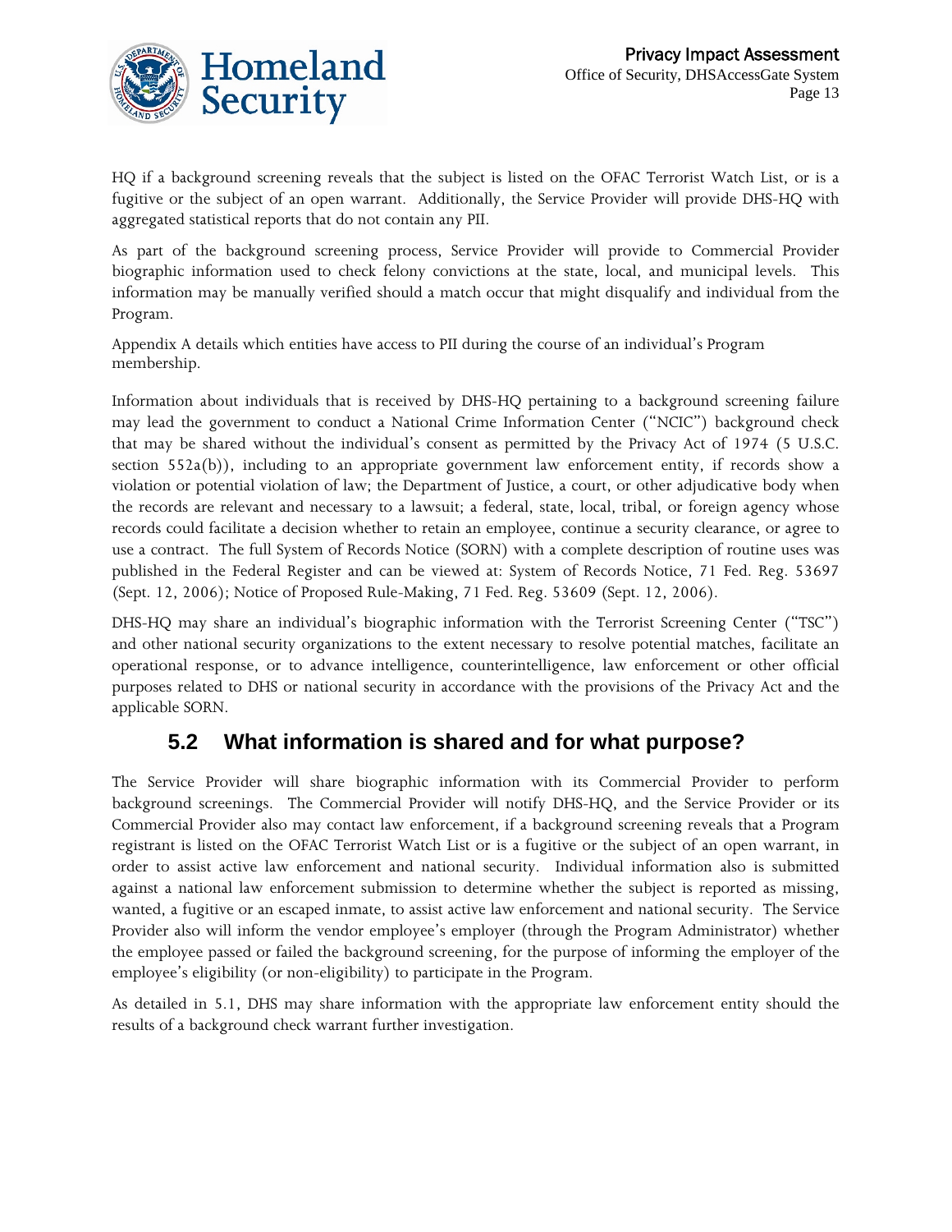HQ if a background screening reveals that the subject is listed on the OFAC Terrorist Watch List, or is a fugitive or the subject of an open warrant. Additionally, the Service Provider will provide DHS-HQ with aggregated statistical reports that do not contain any PII.

As part of the background screening process, Service Provider will provide to Commercial Provider biographic information used to check felony convictions at the state, local, and municipal levels. This information may be manually verified should a match occur that might disqualify and individual from the Program.

Appendix A details which entities have access to PII during the course of an individual's Program membership.

Information about individuals that is received by DHS-HQ pertaining to a background screening failure may lead the government to conduct a National Crime Information Center ("NCIC") background check that may be shared without the individual's consent as permitted by the Privacy Act of 1974 (5 U.S.C. section 552a(b)), including to an appropriate government law enforcement entity, if records show a violation or potential violation of law; the Department of Justice, a court, or other adjudicative body when the records are relevant and necessary to a lawsuit; a federal, state, local, tribal, or foreign agency whose records could facilitate a decision whether to retain an employee, continue a security clearance, or agree to use a contract. The full System of Records Notice (SORN) with a complete description of routine uses was published in the Federal Register and can be viewed at: System of Records Notice, 71 Fed. Reg. 53697 (Sept. 12, 2006); Notice of Proposed Rule-Making, 71 Fed. Reg. 53609 (Sept. 12, 2006).

DHS-HQ may share an individual's biographic information with the Terrorist Screening Center ("TSC") and other national security organizations to the extent necessary to resolve potential matches, facilitate an operational response, or to advance intelligence, counterintelligence, law enforcement or other official purposes related to DHS or national security in accordance with the provisions of the Privacy Act and the applicable SORN.

## 5.2 What information is shared and for what purpose?

The Service Provider will share biographic information with its Commercial Provider to perform background screenings. The Commercial Provider will notify DHS-HQ, and the Service Provider or its Commercial Provider also may contact law enforcement, if a background screening reveals that a Program registrant is listed on the OFAC Terrorist Watch List or is a fugitive or the subject of an open warrant, in order to assist active law enforcement and national security. Individual information also is submitted against a national law enforcement submission to determine whether the subject is reported as missing, wanted, a fugitive or an escaped inmate, to assist active law enforcement and national security. The Service Provider also will inform the vendor employee's employer (through the Program Administrator) whether the employee passed or failed the background screening, for the purpose of informing the employer of the employee's eligibility (or non-eligibility) to participate in the Program.

As detailed in 5.1, DHS may share information with the appropriate law enforcement entity should the results of a background check warrant further investigation.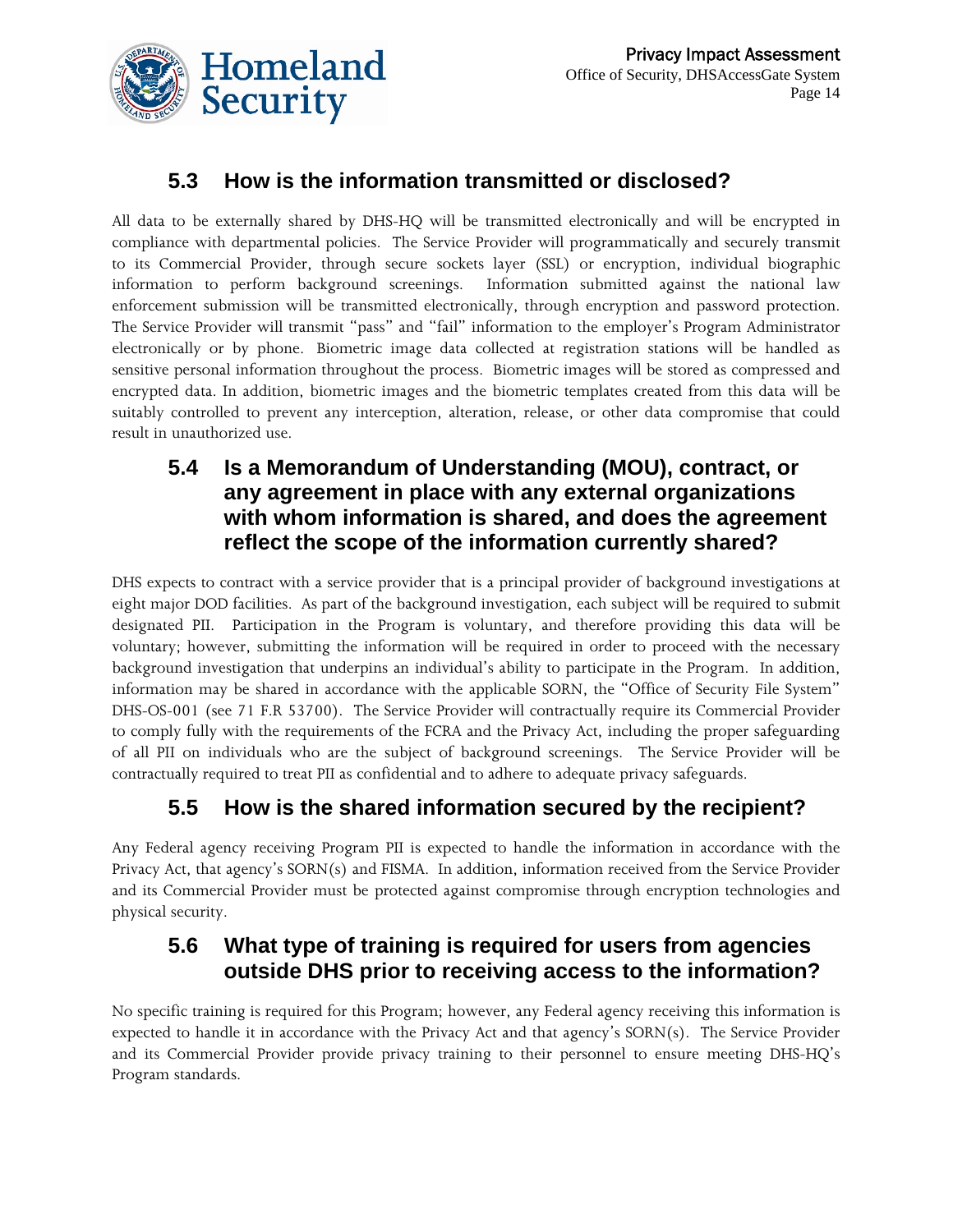## 5.3 How is the information transmitted or disclosed?

All data to be externally shared by DHS-HQ will be transmitted electronically and will be encrypted in compliance with departmental policies. The Service Provider will programmatically and securely transmit to its Commercial Provider, through secure sockets layer (SSL) or encryption, individual biographic information to perform background screenings. Information submitted against the national law enforcement submission will be transmitted electronically, through encryption and password protection. The Service Provider will transmit "pass" and "fail" information to the employer's Program Administrator electronically or by phone. Biometric image data collected at registration stations will be handled as sensitive personal information throughout the process. Biometric images will be stored as compressed and encrypted data. In addition, biometric images and the biometric templates created from this data will be suitably controlled to prevent any interception, alteration, release, or other data compromise that could result in unauthorized use.

## 5.4 Is a Memorandum of Understanding (MOU), contract, or any agreement in place with any external organizations with whom information is shared, and does the agreement reflect the scope of the information currently shared?

DHS expects to contract with a service provider that is a principal provider of background investigations at eight major DOD facilities. As part of the background investigation, each subject will be required to submit designated PII. Participation in the Program is voluntary, and therefore providing this data will be voluntary; however, submitting the information will be required in order to proceed with the necessary background investigation that underpins an individual's ability to participate in the Program. In addition, information may be shared in accordance with the applicable SORN, the "Office of Security File System" DHS-OS-001 (see 71 F.R 53700). The Service Provider will contractually require its Commercial Provider to comply fully with the requirements of the FCRA and the Privacy Act, including the proper safeguarding of all PII on individuals who are the subject of background screenings. The Service Provider will be contractually required to treat PII as confidential and to adhere to adequate privacy safeguards.

## 5.5 How is the shared information secured by the recipient?

Any Federal agency receiving Program PII is expected to handle the information in accordance with the Privacy Act, that agency's SORN(s) and FISMA. In addition, information received from the Service Provider and its Commercial Provider must be protected against compromise through encryption technologies and physical security.

## 5.6 What type of training is required for users from agencies outside DHS prior to receiving access to the information?

No specific training is required for this Program; however, any Federal agency receiving this information is expected to handle it in accordance with the Privacy Act and that agency's SORN(s). The Service Provider and its Commercial Provider provide privacy training to their personnel to ensure meeting DHS-HQ's Program standards.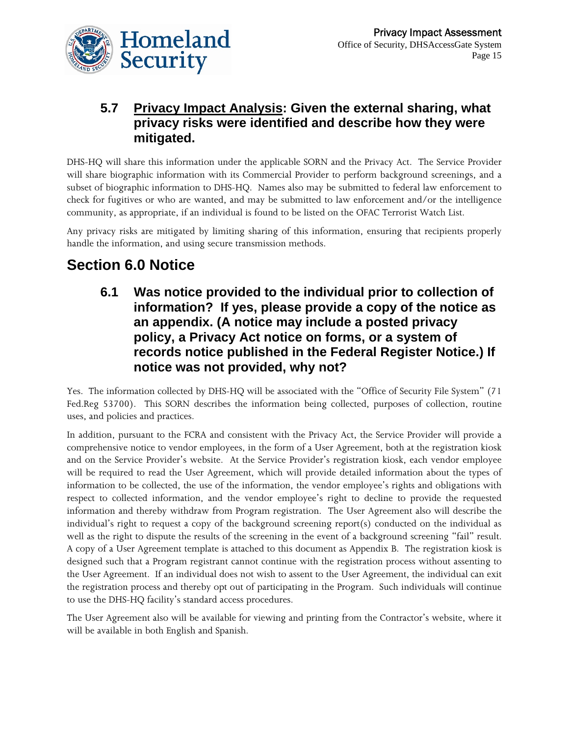### 5.7 Privacy Impact Analysis: Given the external sharing, what privacy risks were identified and describe how they were mitigated.

DHS-HQ will share this information under the applicable SORN and the Privacy Act. The Service Provider will share biographic information with its Commercial Provider to perform background screenings, and a subset of biographic information to DHS-HQ. Names also may be submitted to federal law enforcement to check for fugitives or who are wanted, and may be submitted to law enforcement and/or the intelligence community, as appropriate, if an individual is found to be listed on the OFAC Terrorist Watch List.

Any privacy risks are mitigated by limiting sharing of this information, ensuring that recipients properly handle the information, and using secure transmission methods.

## Section 6.0 Notice

### 6.1 Was notice provided to the individual prior to collection of information? If yes, please provide a copy of the notice as an appendix. (A notice may include a posted privacy policy, a Privacy Act notice on forms, or a system of records notice published in the Federal Register Notice.) If notice was not provided, why not?

Yes. The information collected by DHS-HQ will be associated with the "Office of Security File System" (71 Fed.Reg 53700). This SORN describes the information being collected, purposes of collection, routine uses, and policies and practices.

In addition, pursuant to the FCRA and consistent with the Privacy Act, the Service Provider will provide a comprehensive notice to vendor employees, in the form of a User Agreement, both at the registration kiosk and on the Service Provider's website. At the Service Provider's registration kiosk, each vendor employee will be required to read the User Agreement, which will provide detailed information about the types of information to be collected, the use of the information, the vendor employee's rights and obligations with respect to collected information, and the vendor employee's right to decline to provide the requested information and thereby withdraw from Program registration. The User Agreement also will describe the individual's right to request a copy of the background screening report(s) conducted on the individual as well as the right to dispute the results of the screening in the event of a background screening "fail" result. A copy of a User Agreement template is attached to this document as Appendix B. The registration kiosk is designed such that a Program registrant cannot continue with the registration process without assenting to the User Agreement. If an individual does not wish to assent to the User Agreement, the individual can exit the registration process and thereby opt out of participating in the Program. Such individuals will continue to use the DHS-HQ facility's standard access procedures.

The User Agreement also will be available for viewing and printing from the Contractor's website, where it will be available in both English and Spanish.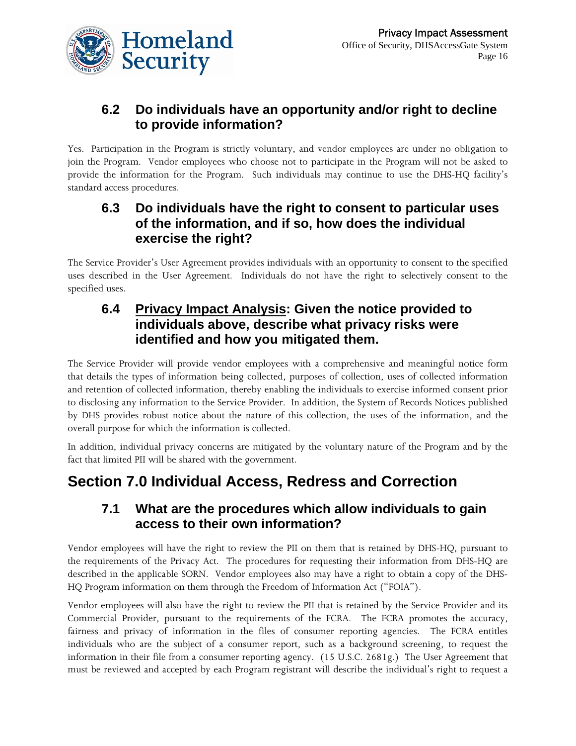### 6.2 Do individuals have an opportunity and/or right to decline to provide information?

Yes. Participation in the Program is strictly voluntary, and vendor employees are under no obligation to join the Program. Vendor employees who choose not to participate in the Program will not be asked to provide the information for the Program. Such individuals may continue to use the DHS-HQ facility's standard access procedures.

### 6.3 Do individuals have the right to consent to particular uses of the information, and if so, how does the individual exercise the right?

The Service Provider's User Agreement provides individuals with an opportunity to consent to the specified uses described in the User Agreement. Individuals do not have the right to selectively consent to the specified uses.

### 6.4 Privacy Impact Analysis: Given the notice provided to individuals above, describe what privacy risks were identified and how you mitigated them.

The Service Provider will provide vendor employees with a comprehensive and meaningful notice form that details the types of information being collected, purposes of collection, uses of collected information and retention of collected information, thereby enabling the individuals to exercise informed consent prior to disclosing any information to the Service Provider. In addition, the System of Records Notices published by DHS provides robust notice about the nature of this collection, the uses of the information, and the overall purpose for which the information is collected.

In addition, individual privacy concerns are mitigated by the voluntary nature of the Program and by the fact that limited PII will be shared with the government.

## Section 7.0 Individual Access, Redress and Correction

### 7.1 What are the procedures which allow individuals to gain access to their own information?

Vendor employees will have the right to review the PII on them that is retained by DHS-HQ, pursuant to the requirements of the Privacy Act. The procedures for requesting their information from DHS-HQ are described in the applicable SORN. Vendor employees also may have a right to obtain a copy of the DHS-HQ Program information on them through the Freedom of Information Act ("FOIA").

Vendor employees will also have the right to review the PII that is retained by the Service Provider and its Commercial Provider, pursuant to the requirements of the FCRA. The FCRA promotes the accuracy, fairness and privacy of information in the files of consumer reporting agencies. The FCRA entitles individuals who are the subject of a consumer report, such as a background screening, to request the information in their file from a consumer reporting agency. (15 U.S.C. 2681g.) The User Agreement that must be reviewed and accepted by each Program registrant will describe the individual's right to request a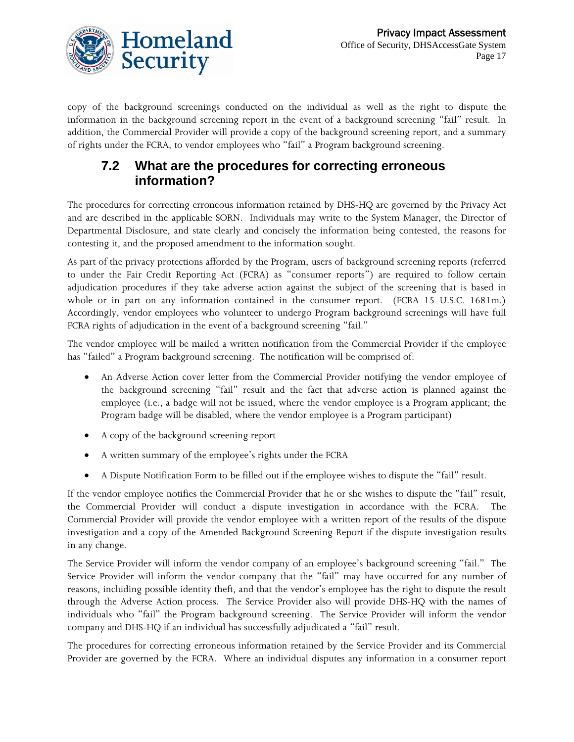copy of the background screenings conducted on the individual as well as the right to dispute the information in the background screening report in the event of a background screening "fail" result. In addition, the Commercial Provider will provide a copy of the background screening report, and a summary of rights under the FCRA, to vendor employees who "fail" a Program background screening.

## 7.2 What are the procedures for correcting erroneous information?

The procedures for correcting erroneous information retained by DHS-HQ are governed by the Privacy Act and are described in the applicable SORN. Individuals may write to the System Manager, the Director of Departmental Disclosure, and state clearly and concisely the information being contested, the reasons for contesting it, and the proposed amendment to the information sought.

As part of the privacy protections afforded by the Program, users of background screening reports (referred to under the Fair Credit Reporting Act (FCRA) as "consumer reports") are required to follow certain adjudication procedures if they take adverse action against the subject of the screening that is based in whole or in part on any information contained in the consumer report. (FCRA 15 U.S.C. 1681m.) Accordingly, vendor employees who volunteer to undergo Program background screenings will have full FCRA rights of adjudication in the event of a background screening "fail."

The vendor employee will be mailed a written notification from the Commercial Provider if the employee has "failed" a Program background screening. The notification will be comprised of:

- An Adverse Action cover letter from the Commercial Provider notifying the vendor employee of the background screening "fail" result and the fact that adverse action is planned against the employee (i.e., a badge will not be issued, where the vendor employee is a Program applicant; the Program badge will be disabled, where the vendor employee is a Program participant)
- A copy of the background screening report
- A written summary of the employee's rights under the FCRA
- A Dispute Notification Form to be filled out if the employee wishes to dispute the "fail" result.

If the vendor employee notifies the Commercial Provider that he or she wishes to dispute the "fail" result, the Commercial Provider will conduct a dispute investigation in accordance with the FCRA. The Commercial Provider will provide the vendor employee with a written report of the results of the dispute investigation and a copy of the Amended Background Screening Report if the dispute investigation results in any change.

The Service Provider will inform the vendor company of an employee's background screening "fail." The Service Provider will inform the vendor company that the "fail" may have occurred for any number of reasons, including possible identity theft, and that the vendor's employee has the right to dispute the result through the Adverse Action process. The Service Provider also will provide DHS-HQ with the names of individuals who "fail" the Program background screening. The Service Provider will inform the vendor company and DHS-HQ if an individual has successfully adjudicated a "fail" result.

The procedures for correcting erroneous information retained by the Service Provider and its Commercial Provider are governed by the FCRA. Where an individual disputes any information in a consumer report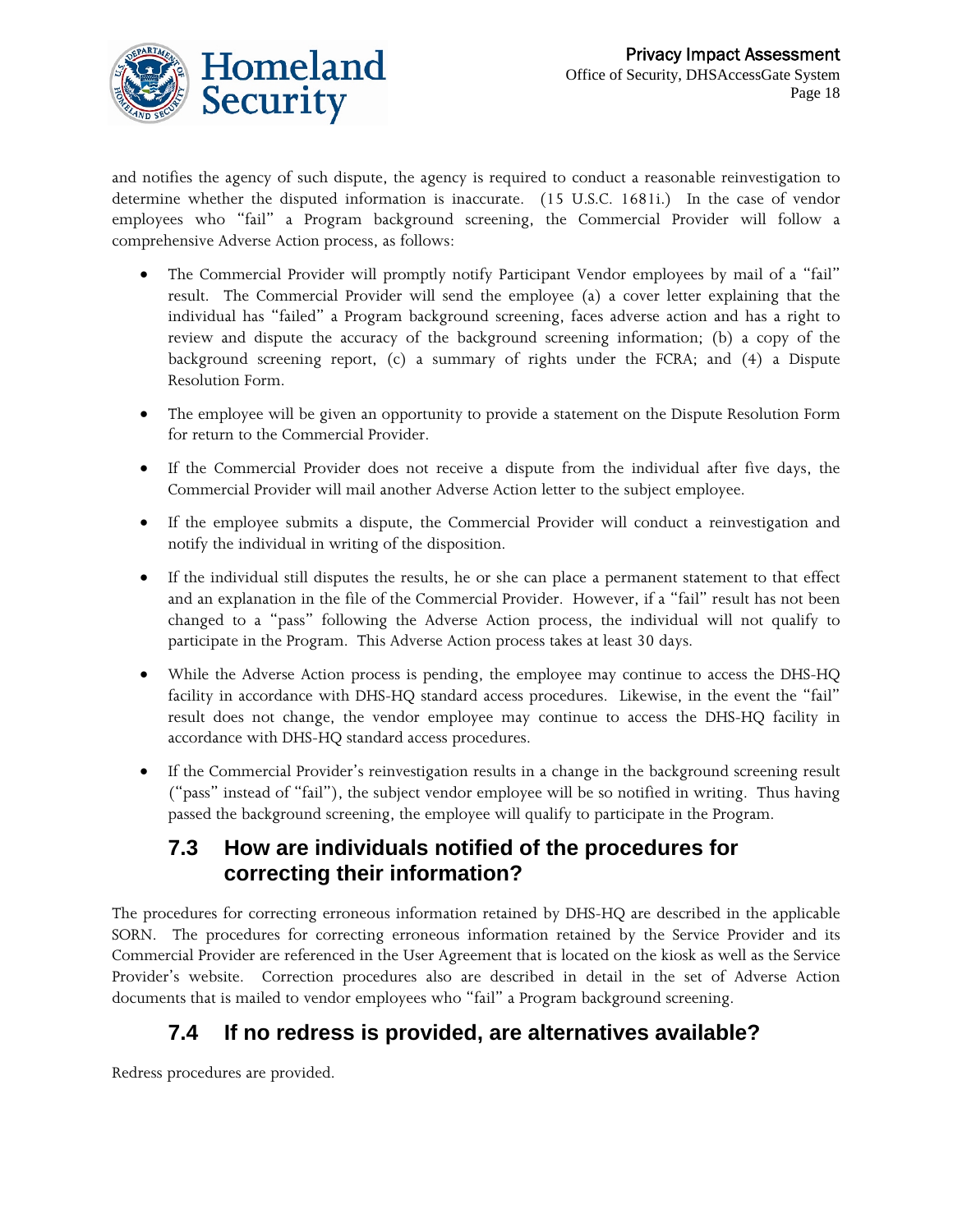and notifies the agency of such dispute, the agency is required to conduct a reasonable reinvestigation to determine whether the disputed information is inaccurate. (15 U.S.C. 1681i.) In the case of vendor employees who "fail" a Program background screening, the Commercial Provider will follow a comprehensive Adverse Action process, as follows:

- The Commercial Provider will promptly notify Participant Vendor employees by mail of a "fail" result. The Commercial Provider will send the employee (a) a cover letter explaining that the individual has "failed" a Program background screening, faces adverse action and has a right to review and dispute the accuracy of the background screening information; (b) a copy of the background screening report, (c) a summary of rights under the FCRA; and (4) a Dispute Resolution Form.

- The employee will be given an opportunity to provide a statement on the Dispute Resolution Form for return to the Commercial Provider.

- If the Commercial Provider does not receive a dispute from the individual after five days, the Commercial Provider will mail another Adverse Action letter to the subject employee.

- If the employee submits a dispute, the Commercial Provider will conduct a reinvestigation and notify the individual in writing of the disposition.

- If the individual still disputes the results, he or she can place a permanent statement to that effect and an explanation in the file of the Commercial Provider. However, if a "fail" result has not been changed to a "pass" following the Adverse Action process, the individual will not qualify to participate in the Program. This Adverse Action process takes at least 30 days.

- While the Adverse Action process is pending, the employee may continue to access the DHS-HQ facility in accordance with DHS-HQ standard access procedures. Likewise, in the event the "fail" result does not change, the vendor employee may continue to access the DHS-HQ facility in accordance with DHS-HQ standard access procedures.

- If the Commercial Provider's reinvestigation results in a change in the background screening result ("pass" instead of "fail"), the subject vendor employee will be so notified in writing. Thus having passed the background screening, the employee will qualify to participate in the Program.

## 7.3 How are individuals notified of the procedures for correcting their information?

The procedures for correcting erroneous information retained by DHS-HQ are described in the applicable SORN. The procedures for correcting erroneous information retained by the Service Provider and its Commercial Provider are referenced in the User Agreement that is located on the kiosk as well as the Service Provider's website. Correction procedures also are described in detail in the set of Adverse Action documents that is mailed to vendor employees who "fail" a Program background screening.

## 7.4 If no redress is provided, are alternatives available?

Redress procedures are provided.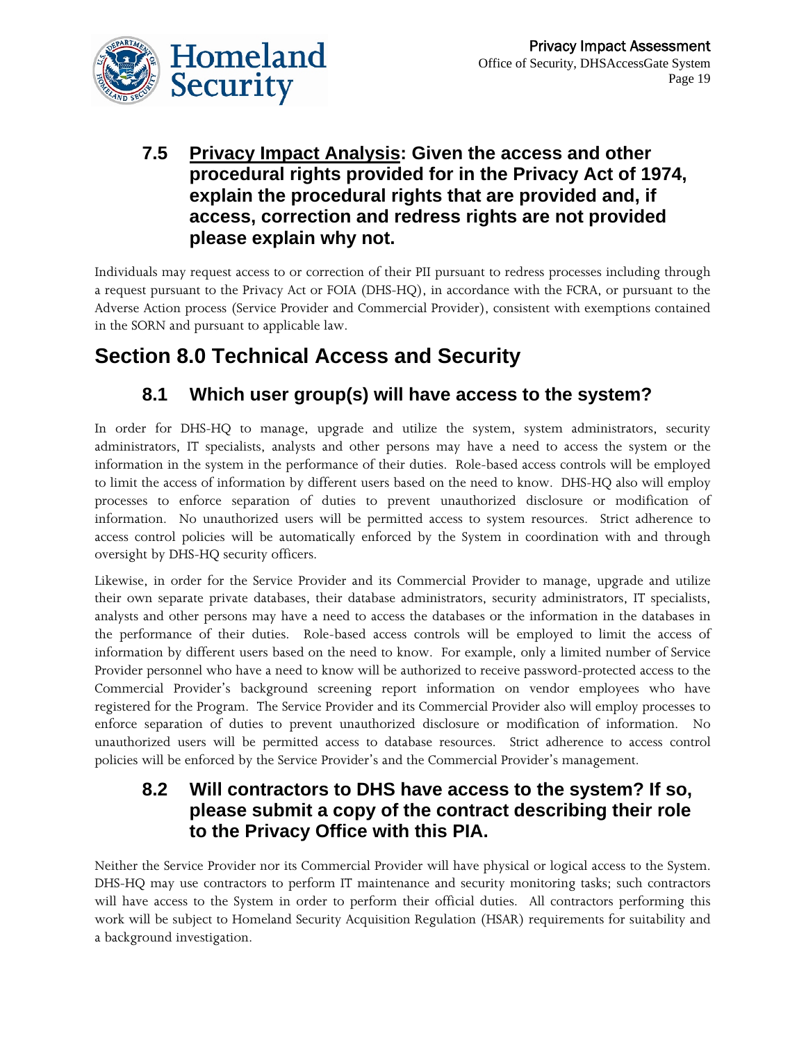### 7.5 <u>Privacy Impact Analysis</u>: Given the access and other procedural rights provided for in the Privacy Act of 1974, explain the procedural rights that are provided and, if access, correction and redress rights are not provided please explain why not.

Individuals may request access to or correction of their PII pursuant to redress processes including through a request pursuant to the Privacy Act or FOIA (DHS-HQ), in accordance with the FCRA, or pursuant to the Adverse Action process (Service Provider and Commercial Provider), consistent with exemptions contained in the SORN and pursuant to applicable law.

## Section 8.0 Technical Access and Security

### 8.1 Which user group(s) will have access to the system?

In order for DHS-HQ to manage, upgrade and utilize the system, system administrators, security administrators, IT specialists, analysts and other persons may have a need to access the system or the information in the system in the performance of their duties. Role-based access controls will be employed to limit the access of information by different users based on the need to know. DHS-HQ also will employ processes to enforce separation of duties to prevent unauthorized disclosure or modification of information. No unauthorized users will be permitted access to system resources. Strict adherence to access control policies will be automatically enforced by the System in coordination with and through oversight by DHS-HQ security officers.

Likewise, in order for the Service Provider and its Commercial Provider to manage, upgrade and utilize their own separate private databases, their database administrators, security administrators, IT specialists, analysts and other persons may have a need to access the databases or the information in the databases in the performance of their duties. Role-based access controls will be employed to limit the access of information by different users based on the need to know. For example, only a limited number of Service Provider personnel who have a need to know will be authorized to receive password-protected access to the Commercial Provider's background screening report information on vendor employees who have registered for the Program. The Service Provider and its Commercial Provider also will employ processes to enforce separation of duties to prevent unauthorized disclosure or modification of information. No unauthorized users will be permitted access to database resources. Strict adherence to access control policies will be enforced by the Service Provider's and the Commercial Provider's management.

### 8.2 Will contractors to DHS have access to the system? If so, please submit a copy of the contract describing their role to the Privacy Office with this PIA.

Neither the Service Provider nor its Commercial Provider will have physical or logical access to the System. DHS-HQ may use contractors to perform IT maintenance and security monitoring tasks; such contractors will have access to the System in order to perform their official duties. All contractors performing this work will be subject to Homeland Security Acquisition Regulation (HSAR) requirements for suitability and a background investigation.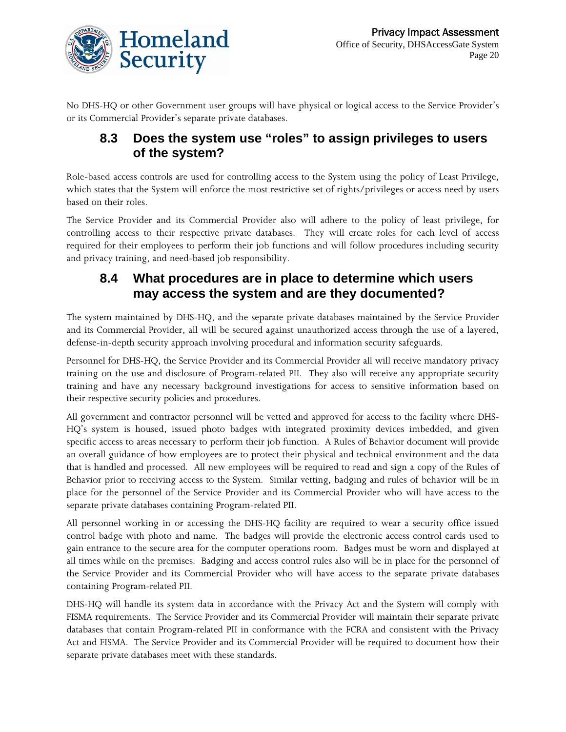No DHS-HQ or other Government user groups will have physical or logical access to the Service Provider's or its Commercial Provider's separate private databases.

## 8.3 Does the system use "roles" to assign privileges to users of the system?

Role-based access controls are used for controlling access to the System using the policy of Least Privilege, which states that the System will enforce the most restrictive set of rights/privileges or access need by users based on their roles.

The Service Provider and its Commercial Provider also will adhere to the policy of least privilege, for controlling access to their respective private databases. They will create roles for each level of access required for their employees to perform their job functions and will follow procedures including security and privacy training, and need-based job responsibility.

## 8.4 What procedures are in place to determine which users may access the system and are they documented?

The system maintained by DHS-HQ, and the separate private databases maintained by the Service Provider and its Commercial Provider, all will be secured against unauthorized access through the use of a layered, defense-in-depth security approach involving procedural and information security safeguards.

Personnel for DHS-HQ, the Service Provider and its Commercial Provider all will receive mandatory privacy training on the use and disclosure of Program-related PII. They also will receive any appropriate security training and have any necessary background investigations for access to sensitive information based on their respective security policies and procedures.

All government and contractor personnel will be vetted and approved for access to the facility where DHS-HQ's system is housed, issued photo badges with integrated proximity devices imbedded, and given specific access to areas necessary to perform their job function. A Rules of Behavior document will provide an overall guidance of how employees are to protect their physical and technical environment and the data that is handled and processed. All new employees will be required to read and sign a copy of the Rules of Behavior prior to receiving access to the System. Similar vetting, badging and rules of behavior will be in place for the personnel of the Service Provider and its Commercial Provider who will have access to the separate private databases containing Program-related PII.

All personnel working in or accessing the DHS-HQ facility are required to wear a security office issued control badge with photo and name. The badges will provide the electronic access control cards used to gain entrance to the secure area for the computer operations room. Badges must be worn and displayed at all times while on the premises. Badging and access control rules also will be in place for the personnel of the Service Provider and its Commercial Provider who will have access to the separate private databases containing Program-related PII.

DHS-HQ will handle its system data in accordance with the Privacy Act and the System will comply with FISMA requirements. The Service Provider and its Commercial Provider will maintain their separate private databases that contain Program-related PII in conformance with the FCRA and consistent with the Privacy Act and FISMA. The Service Provider and its Commercial Provider will be required to document how their separate private databases meet with these standards.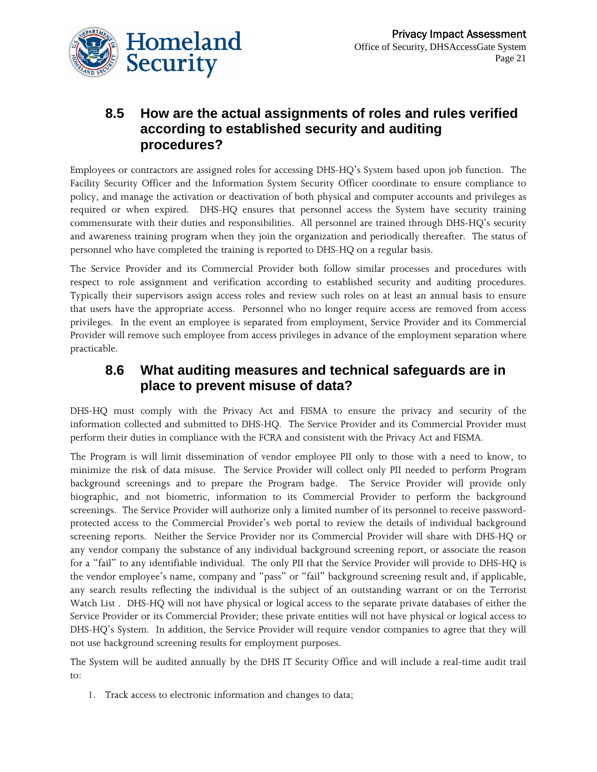## 8.5 How are the actual assignments of roles and rules verified according to established security and auditing procedures?

Employees or contractors are assigned roles for accessing DHS-HQ's System based upon job function. The Facility Security Officer and the Information System Security Officer coordinate to ensure compliance to policy, and manage the activation or deactivation of both physical and computer accounts and privileges as required or when expired. DHS-HQ ensures that personnel access the System have security training commensurate with their duties and responsibilities. All personnel are trained through DHS-HQ's security and awareness training program when they join the organization and periodically thereafter. The status of personnel who have completed the training is reported to DHS-HQ on a regular basis.

The Service Provider and its Commercial Provider both follow similar processes and procedures with respect to role assignment and verification according to established security and auditing procedures. Typically their supervisors assign access roles and review such roles on at least an annual basis to ensure that users have the appropriate access. Personnel who no longer require access are removed from access privileges. In the event an employee is separated from employment, Service Provider and its Commercial Provider will remove such employee from access privileges in advance of the employment separation where practicable.

## 8.6 What auditing measures and technical safeguards are in place to prevent misuse of data?

DHS-HQ must comply with the Privacy Act and FISMA to ensure the privacy and security of the information collected and submitted to DHS-HQ. The Service Provider and its Commercial Provider must perform their duties in compliance with the FCRA and consistent with the Privacy Act and FISMA.

The Program is will limit dissemination of vendor employee PII only to those with a need to know, to minimize the risk of data misuse. The Service Provider will collect only PII needed to perform Program background screenings and to prepare the Program badge. The Service Provider will provide only biographic, and not biometric, information to its Commercial Provider to perform the background screenings. The Service Provider will authorize only a limited number of its personnel to receive password-protected access to the Commercial Provider's web portal to review the details of individual background screening reports. Neither the Service Provider nor its Commercial Provider will share with DHS-HQ or any vendor company the substance of any individual background screening report, or associate the reason for a "fail" to any identifiable individual. The only PII that the Service Provider will provide to DHS-HQ is the vendor employee's name, company and "pass" or "fail" background screening result and, if applicable, any search results reflecting the individual is the subject of an outstanding warrant or on the Terrorist Watch List . DHS-HQ will not have physical or logical access to the separate private databases of either the Service Provider or its Commercial Provider; these private entities will not have physical or logical access to DHS-HQ's System. In addition, the Service Provider will require vendor companies to agree that they will not use background screening results for employment purposes.

The System will be audited annually by the DHS IT Security Office and will include a real-time audit trail to:

1. Track access to electronic information and changes to data;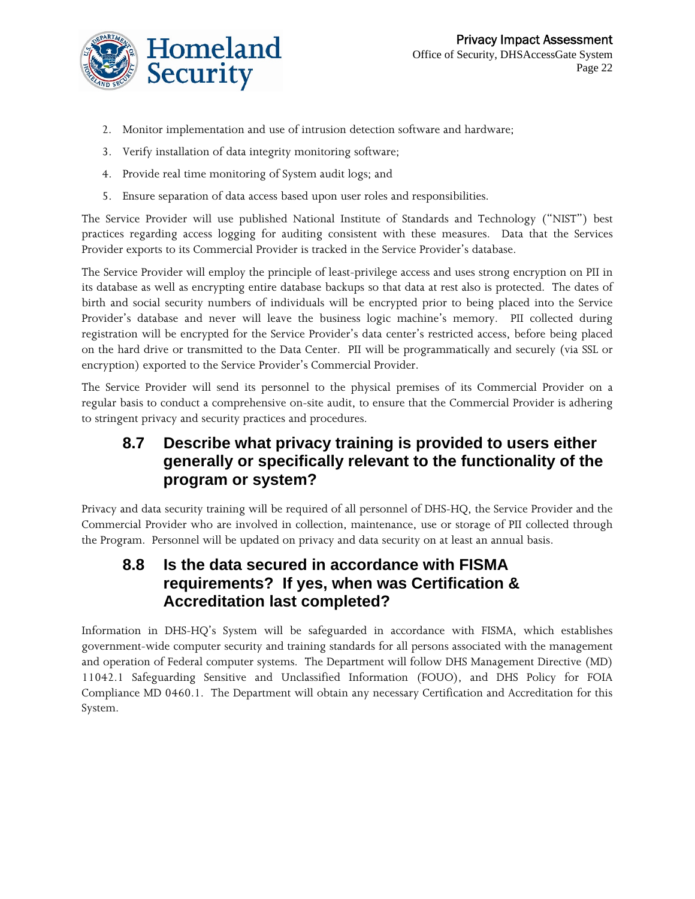2. Monitor implementation and use of intrusion detection software and hardware;
3. Verify installation of data integrity monitoring software;
4. Provide real time monitoring of System audit logs; and
5. Ensure separation of data access based upon user roles and responsibilities.

The Service Provider will use published National Institute of Standards and Technology ("NIST") best practices regarding access logging for auditing consistent with these measures. Data that the Services Provider exports to its Commercial Provider is tracked in the Service Provider's database.

The Service Provider will employ the principle of least-privilege access and uses strong encryption on PII in its database as well as encrypting entire database backups so that data at rest also is protected. The dates of birth and social security numbers of individuals will be encrypted prior to being placed into the Service Provider's database and never will leave the business logic machine's memory. PII collected during registration will be encrypted for the Service Provider's data center's restricted access, before being placed on the hard drive or transmitted to the Data Center. PII will be programmatically and securely (via SSL or encryption) exported to the Service Provider's Commercial Provider.

The Service Provider will send its personnel to the physical premises of its Commercial Provider on a regular basis to conduct a comprehensive on-site audit, to ensure that the Commercial Provider is adhering to stringent privacy and security practices and procedures.

## 8.7 Describe what privacy training is provided to users either generally or specifically relevant to the functionality of the program or system?

Privacy and data security training will be required of all personnel of DHS-HQ, the Service Provider and the Commercial Provider who are involved in collection, maintenance, use or storage of PII collected through the Program. Personnel will be updated on privacy and data security on at least an annual basis.

## 8.8 Is the data secured in accordance with FISMA requirements? If yes, when was Certification & Accreditation last completed?

Information in DHS-HQ's System will be safeguarded in accordance with FISMA, which establishes government-wide computer security and training standards for all persons associated with the management and operation of Federal computer systems. The Department will follow DHS Management Directive (MD) 11042.1 Safeguarding Sensitive and Unclassified Information (FOUO), and DHS Policy for FOIA Compliance MD 0460.1. The Department will obtain any necessary Certification and Accreditation for this System.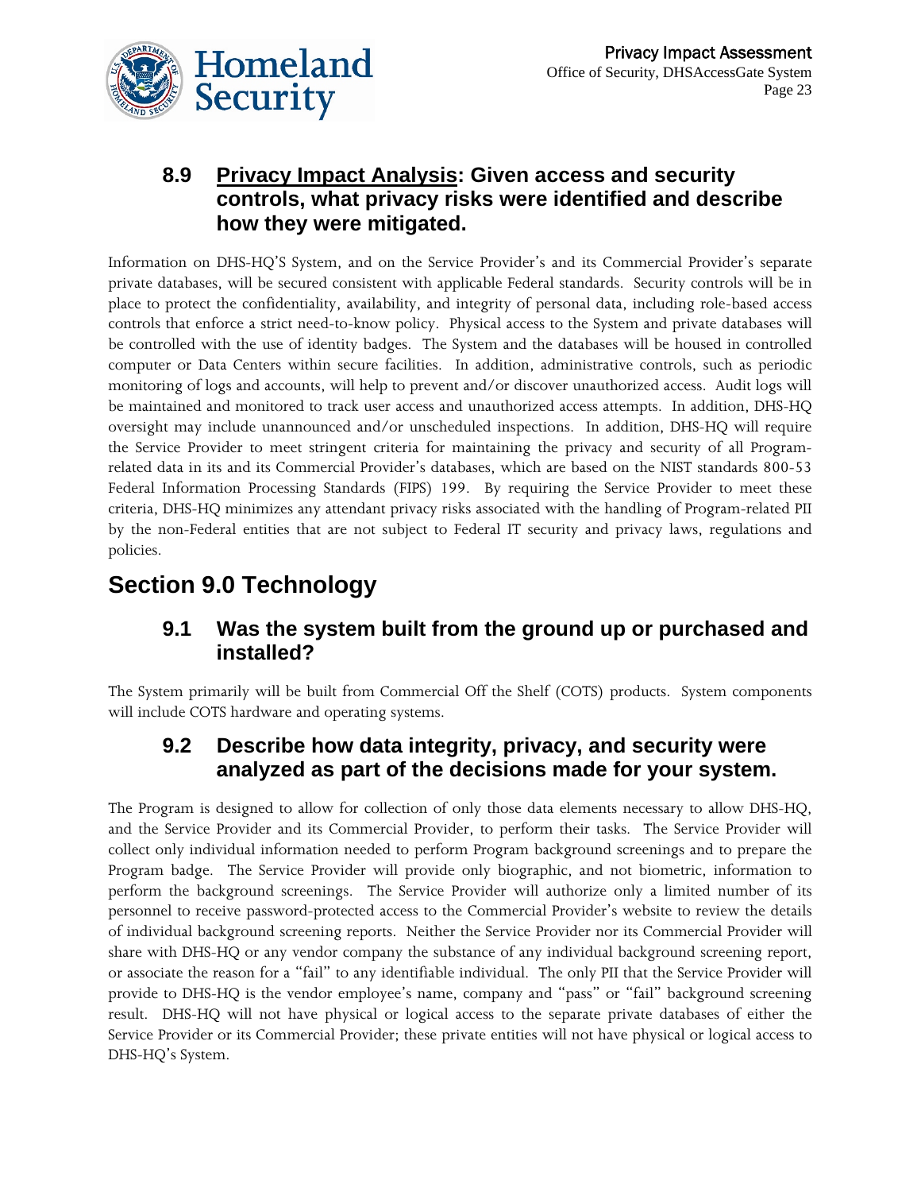### 8.9 <u>Privacy Impact Analysis</u>: Given access and security controls, what privacy risks were identified and describe how they were mitigated.

Information on DHS-HQ'S System, and on the Service Provider's and its Commercial Provider's separate private databases, will be secured consistent with applicable Federal standards. Security controls will be in place to protect the confidentiality, availability, and integrity of personal data, including role-based access controls that enforce a strict need-to-know policy. Physical access to the System and private databases will be controlled with the use of identity badges. The System and the databases will be housed in controlled computer or Data Centers within secure facilities. In addition, administrative controls, such as periodic monitoring of logs and accounts, will help to prevent and/or discover unauthorized access. Audit logs will be maintained and monitored to track user access and unauthorized access attempts. In addition, DHS-HQ oversight may include unannounced and/or unscheduled inspections. In addition, DHS-HQ will require the Service Provider to meet stringent criteria for maintaining the privacy and security of all Program-related data in its and its Commercial Provider's databases, which are based on the NIST standards 800-53 Federal Information Processing Standards (FIPS) 199. By requiring the Service Provider to meet these criteria, DHS-HQ minimizes any attendant privacy risks associated with the handling of Program-related PII by the non-Federal entities that are not subject to Federal IT security and privacy laws, regulations and policies.

## Section 9.0 Technology

### 9.1 Was the system built from the ground up or purchased and installed?

The System primarily will be built from Commercial Off the Shelf (COTS) products. System components will include COTS hardware and operating systems.

### 9.2 Describe how data integrity, privacy, and security were analyzed as part of the decisions made for your system.

The Program is designed to allow for collection of only those data elements necessary to allow DHS-HQ, and the Service Provider and its Commercial Provider, to perform their tasks. The Service Provider will collect only individual information needed to perform Program background screenings and to prepare the Program badge. The Service Provider will provide only biographic, and not biometric, information to perform the background screenings. The Service Provider will authorize only a limited number of its personnel to receive password-protected access to the Commercial Provider's website to review the details of individual background screening reports. Neither the Service Provider nor its Commercial Provider will share with DHS-HQ or any vendor company the substance of any individual background screening report, or associate the reason for a "fail" to any identifiable individual. The only PII that the Service Provider will provide to DHS-HQ is the vendor employee's name, company and "pass" or "fail" background screening result. DHS-HQ will not have physical or logical access to the separate private databases of either the Service Provider or its Commercial Provider; these private entities will not have physical or logical access to DHS-HQ's System.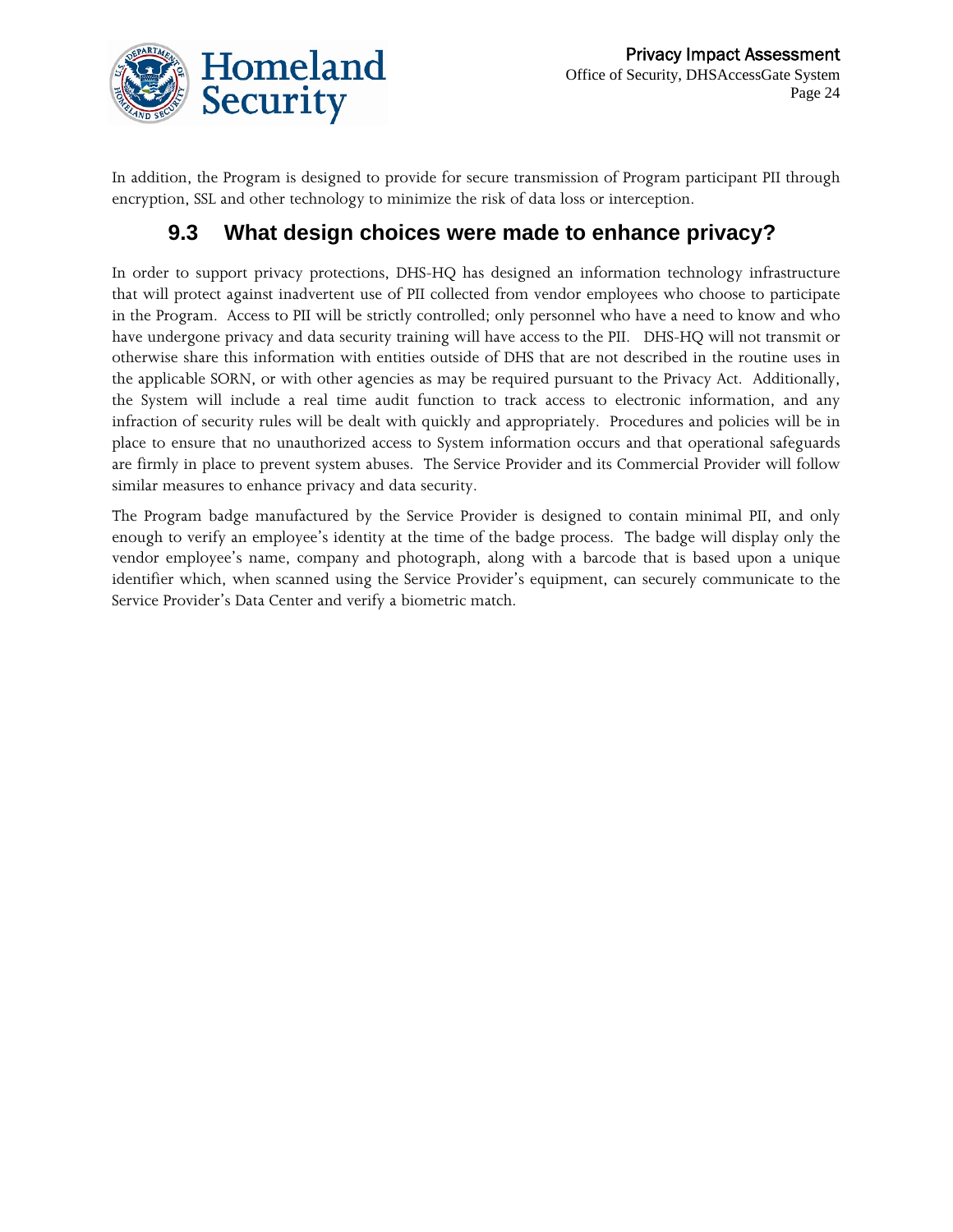In addition, the Program is designed to provide for secure transmission of Program participant PII through encryption, SSL and other technology to minimize the risk of data loss or interception.

### 9.3 What design choices were made to enhance privacy?

In order to support privacy protections, DHS-HQ has designed an information technology infrastructure that will protect against inadvertent use of PII collected from vendor employees who choose to participate in the Program. Access to PII will be strictly controlled; only personnel who have a need to know and who have undergone privacy and data security training will have access to the PII. DHS-HQ will not transmit or otherwise share this information with entities outside of DHS that are not described in the routine uses in the applicable SORN, or with other agencies as may be required pursuant to the Privacy Act. Additionally, the System will include a real time audit function to track access to electronic information, and any infraction of security rules will be dealt with quickly and appropriately. Procedures and policies will be in place to ensure that no unauthorized access to System information occurs and that operational safeguards are firmly in place to prevent system abuses. The Service Provider and its Commercial Provider will follow similar measures to enhance privacy and data security.

The Program badge manufactured by the Service Provider is designed to contain minimal PII, and only enough to verify an employee's identity at the time of the badge process. The badge will display only the vendor employee's name, company and photograph, along with a barcode that is based upon a unique identifier which, when scanned using the Service Provider's equipment, can securely communicate to the Service Provider's Data Center and verify a biometric match.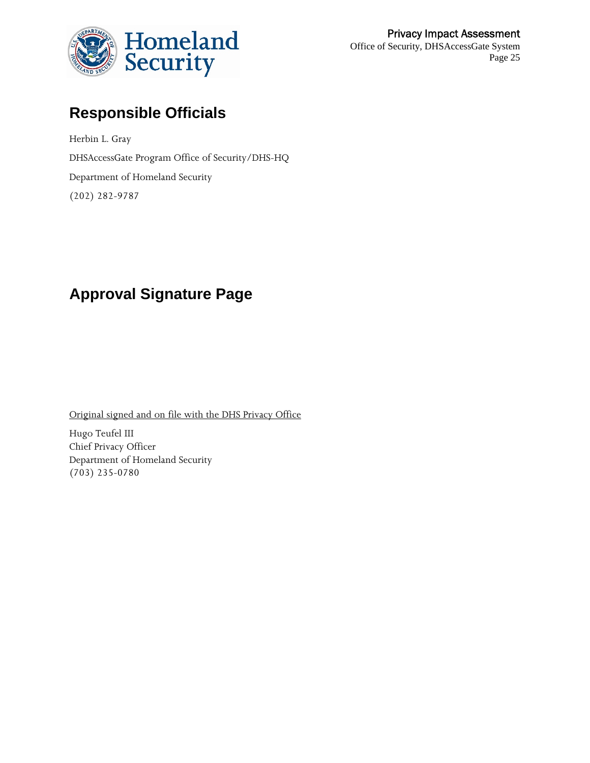## Responsible Officials

Herbin L. Gray

DHSAccessGate Program Office of Security/DHS-HQ

Department of Homeland Security

(202) 282-9787

## Approval Signature Page

Original signed and on file with the DHS Privacy Office

Hugo Teufel III
Chief Privacy Officer
Department of Homeland Security
(703) 235-0780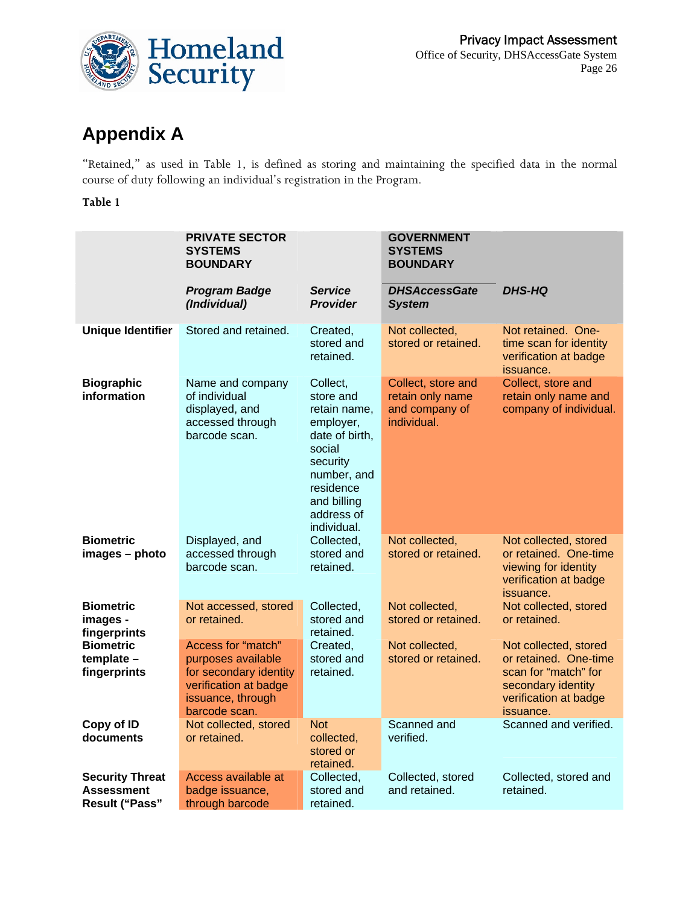## Appendix A

"Retained," as used in Table 1, is defined as storing and maintaining the specified data in the normal course of duty following an individual's registration in the Program.

**Table 1**

| | **PRIVATE SECTOR SYSTEMS BOUNDARY** | | **GOVERNMENT SYSTEMS BOUNDARY** | |
|---|---|---|---|---|
| | ***Program Badge (Individual)*** | ***Service Provider*** | ***DHSAccessGate System*** | ***DHS-HQ*** |
| **Unique Identifier** | Stored and retained. | Created, stored and retained. | Not collected, stored or retained. | Not retained. One-time scan for identity verification at badge issuance. |
| **Biographic information** | Name and company of individual displayed, and accessed through barcode scan. | Collect, store and retain name, employer, date of birth, social security number, and residence and billing address of individual. | Collect, store and retain only name and company of individual. | Collect, store and retain only name and company of individual. |
| **Biometric images – photo** | Displayed, and accessed through barcode scan. | Collected, stored and retained. | Not collected, stored or retained. | Not collected, stored or retained. One-time viewing for identity verification at badge issuance. |
| **Biometric images - fingerprints** | Not accessed, stored or retained. | Collected, stored and retained. | Not collected, stored or retained. | Not collected, stored or retained. |
| **Biometric template – fingerprints** | Access for "match" purposes available for secondary identity verification at badge issuance, through barcode scan. | Created, stored and retained. | Not collected, stored or retained. | Not collected, stored or retained. One-time scan for "match" for secondary identity verification at badge issuance. |
| **Copy of ID documents** | Not collected, stored or retained. | Not collected, stored or retained. | Scanned and verified. | Scanned and verified. |
| **Security Threat Assessment Result ("Pass"** | Access available at badge issuance, through barcode | Collected, stored and retained. | Collected, stored and retained. | Collected, stored and retained. |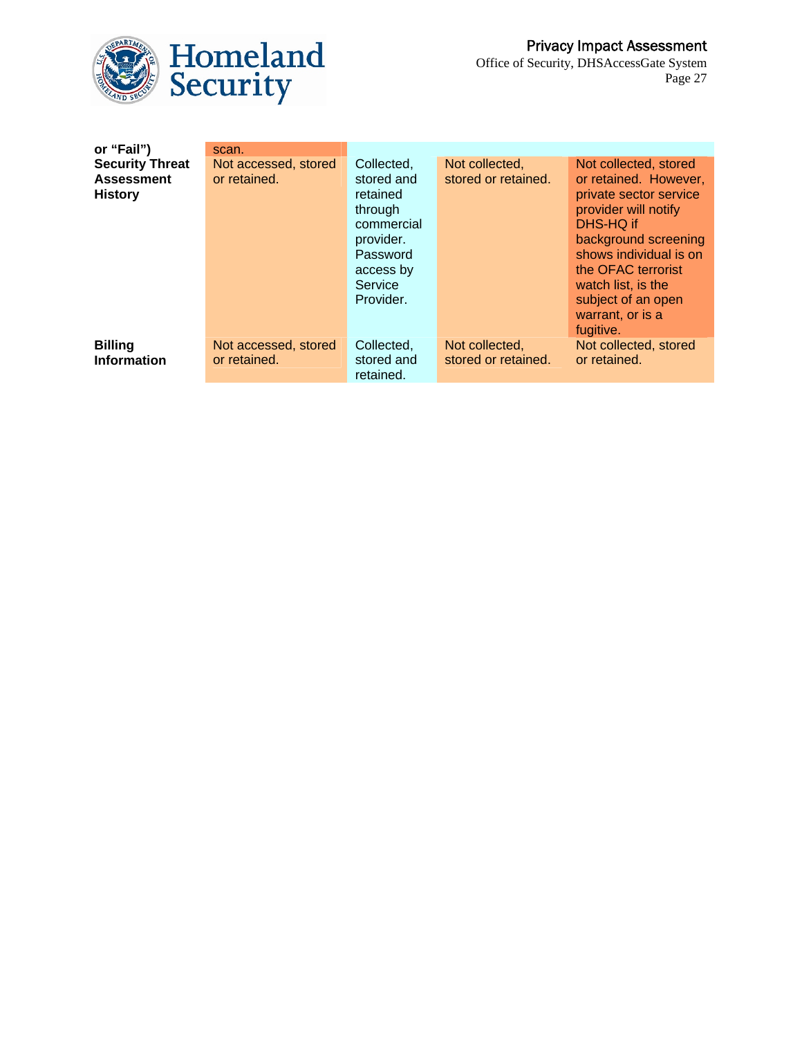| | | | | |
|---|---|---|---|---|
| or "Fail") | scan. | | | |
| **Security Threat Assessment History** | Not accessed, stored or retained. | Collected, stored and retained through commercial provider. Password access by Service Provider. | Not collected, stored or retained. | Not collected, stored or retained. However, private sector service provider will notify DHS-HQ if background screening shows individual is on the OFAC terrorist watch list, is the subject of an open warrant, or is a fugitive. |
| **Billing Information** | Not accessed, stored or retained. | Collected, stored and retained. | Not collected, stored or retained. | Not collected, stored or retained. |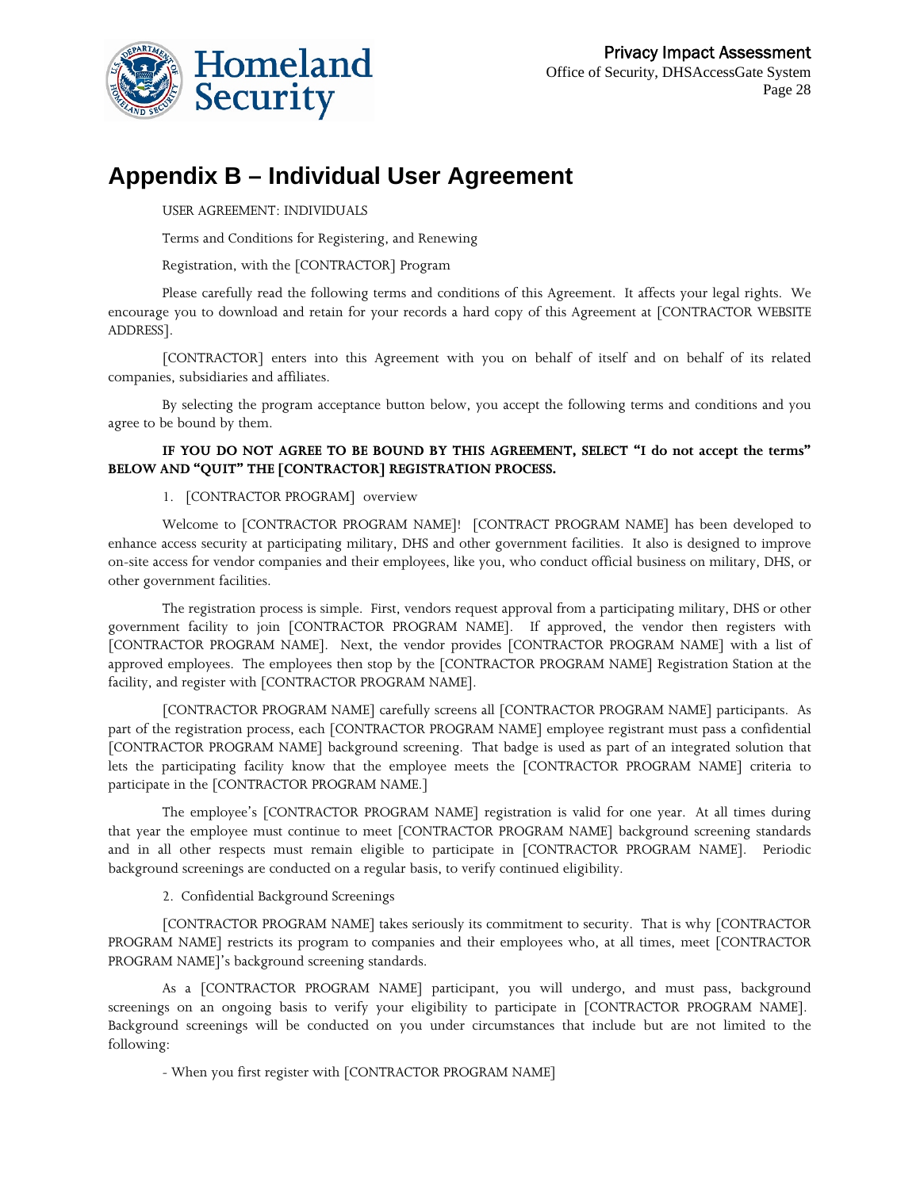# Appendix B – Individual User Agreement

USER AGREEMENT: INDIVIDUALS

Terms and Conditions for Registering, and Renewing

Registration, with the [CONTRACTOR] Program

Please carefully read the following terms and conditions of this Agreement. It affects your legal rights. We encourage you to download and retain for your records a hard copy of this Agreement at [CONTRACTOR WEBSITE ADDRESS].

[CONTRACTOR] enters into this Agreement with you on behalf of itself and on behalf of its related companies, subsidiaries and affiliates.

By selecting the program acceptance button below, you accept the following terms and conditions and you agree to be bound by them.

**IF YOU DO NOT AGREE TO BE BOUND BY THIS AGREEMENT, SELECT "I do not accept the terms" BELOW AND "QUIT" THE [CONTRACTOR] REGISTRATION PROCESS.**

1. [CONTRACTOR PROGRAM] overview

Welcome to [CONTRACTOR PROGRAM NAME]! [CONTRACT PROGRAM NAME] has been developed to enhance access security at participating military, DHS and other government facilities. It also is designed to improve on-site access for vendor companies and their employees, like you, who conduct official business on military, DHS, or other government facilities.

The registration process is simple. First, vendors request approval from a participating military, DHS or other government facility to join [CONTRACTOR PROGRAM NAME]. If approved, the vendor then registers with [CONTRACTOR PROGRAM NAME]. Next, the vendor provides [CONTRACTOR PROGRAM NAME] with a list of approved employees. The employees then stop by the [CONTRACTOR PROGRAM NAME] Registration Station at the facility, and register with [CONTRACTOR PROGRAM NAME].

[CONTRACTOR PROGRAM NAME] carefully screens all [CONTRACTOR PROGRAM NAME] participants. As part of the registration process, each [CONTRACTOR PROGRAM NAME] employee registrant must pass a confidential [CONTRACTOR PROGRAM NAME] background screening. That badge is used as part of an integrated solution that lets the participating facility know that the employee meets the [CONTRACTOR PROGRAM NAME] criteria to participate in the [CONTRACTOR PROGRAM NAME.]

The employee's [CONTRACTOR PROGRAM NAME] registration is valid for one year. At all times during that year the employee must continue to meet [CONTRACTOR PROGRAM NAME] background screening standards and in all other respects must remain eligible to participate in [CONTRACTOR PROGRAM NAME]. Periodic background screenings are conducted on a regular basis, to verify continued eligibility.

2. Confidential Background Screenings

[CONTRACTOR PROGRAM NAME] takes seriously its commitment to security. That is why [CONTRACTOR PROGRAM NAME] restricts its program to companies and their employees who, at all times, meet [CONTRACTOR PROGRAM NAME]'s background screening standards.

As a [CONTRACTOR PROGRAM NAME] participant, you will undergo, and must pass, background screenings on an ongoing basis to verify your eligibility to participate in [CONTRACTOR PROGRAM NAME]. Background screenings will be conducted on you under circumstances that include but are not limited to the following:

- When you first register with [CONTRACTOR PROGRAM NAME]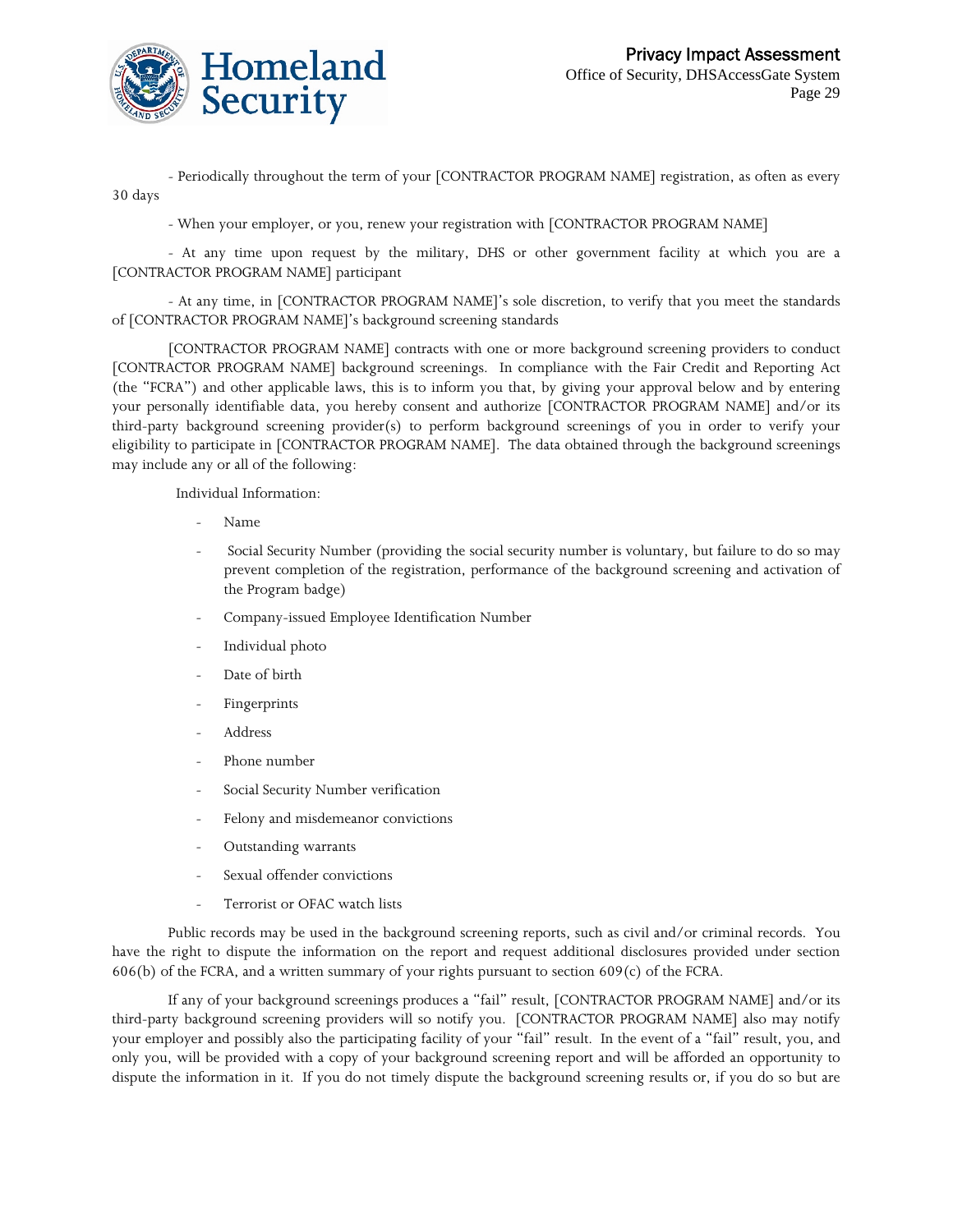- Periodically throughout the term of your [CONTRACTOR PROGRAM NAME] registration, as often as every 30 days

- When your employer, or you, renew your registration with [CONTRACTOR PROGRAM NAME]

- At any time upon request by the military, DHS or other government facility at which you are a [CONTRACTOR PROGRAM NAME] participant

- At any time, in [CONTRACTOR PROGRAM NAME]'s sole discretion, to verify that you meet the standards of [CONTRACTOR PROGRAM NAME]'s background screening standards

[CONTRACTOR PROGRAM NAME] contracts with one or more background screening providers to conduct [CONTRACTOR PROGRAM NAME] background screenings. In compliance with the Fair Credit and Reporting Act (the "FCRA") and other applicable laws, this is to inform you that, by giving your approval below and by entering your personally identifiable data, you hereby consent and authorize [CONTRACTOR PROGRAM NAME] and/or its third-party background screening provider(s) to perform background screenings of you in order to verify your eligibility to participate in [CONTRACTOR PROGRAM NAME]. The data obtained through the background screenings may include any or all of the following:

Individual Information:

- Name
- Social Security Number (providing the social security number is voluntary, but failure to do so may prevent completion of the registration, performance of the background screening and activation of the Program badge)
- Company-issued Employee Identification Number
- Individual photo
- Date of birth
- Fingerprints
- Address
- Phone number
- Social Security Number verification
- Felony and misdemeanor convictions
- Outstanding warrants
- Sexual offender convictions
- Terrorist or OFAC watch lists

Public records may be used in the background screening reports, such as civil and/or criminal records. You have the right to dispute the information on the report and request additional disclosures provided under section 606(b) of the FCRA, and a written summary of your rights pursuant to section 609(c) of the FCRA.

If any of your background screenings produces a "fail" result, [CONTRACTOR PROGRAM NAME] and/or its third-party background screening providers will so notify you. [CONTRACTOR PROGRAM NAME] also may notify your employer and possibly also the participating facility of your "fail" result. In the event of a "fail" result, you, and only you, will be provided with a copy of your background screening report and will be afforded an opportunity to dispute the information in it. If you do not timely dispute the background screening results or, if you do so but are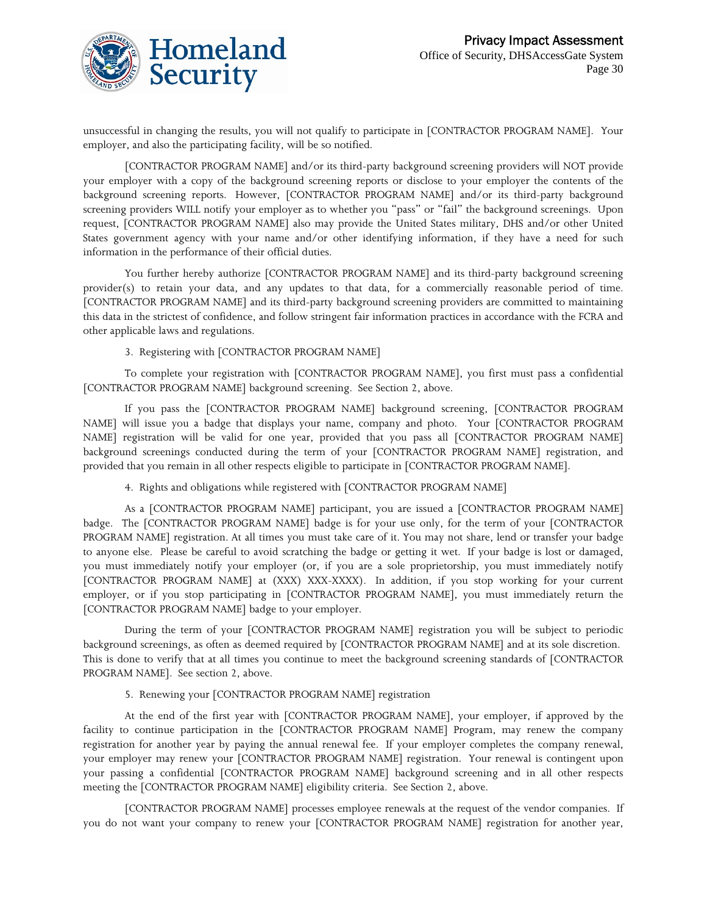unsuccessful in changing the results, you will not qualify to participate in [CONTRACTOR PROGRAM NAME]. Your employer, and also the participating facility, will be so notified.

[CONTRACTOR PROGRAM NAME] and/or its third-party background screening providers will NOT provide your employer with a copy of the background screening reports or disclose to your employer the contents of the background screening reports. However, [CONTRACTOR PROGRAM NAME] and/or its third-party background screening providers WILL notify your employer as to whether you "pass" or "fail" the background screenings. Upon request, [CONTRACTOR PROGRAM NAME] also may provide the United States military, DHS and/or other United States government agency with your name and/or other identifying information, if they have a need for such information in the performance of their official duties.

You further hereby authorize [CONTRACTOR PROGRAM NAME] and its third-party background screening provider(s) to retain your data, and any updates to that data, for a commercially reasonable period of time. [CONTRACTOR PROGRAM NAME] and its third-party background screening providers are committed to maintaining this data in the strictest of confidence, and follow stringent fair information practices in accordance with the FCRA and other applicable laws and regulations.

3. Registering with [CONTRACTOR PROGRAM NAME]

To complete your registration with [CONTRACTOR PROGRAM NAME], you first must pass a confidential [CONTRACTOR PROGRAM NAME] background screening. See Section 2, above.

If you pass the [CONTRACTOR PROGRAM NAME] background screening, [CONTRACTOR PROGRAM NAME] will issue you a badge that displays your name, company and photo. Your [CONTRACTOR PROGRAM NAME] registration will be valid for one year, provided that you pass all [CONTRACTOR PROGRAM NAME] background screenings conducted during the term of your [CONTRACTOR PROGRAM NAME] registration, and provided that you remain in all other respects eligible to participate in [CONTRACTOR PROGRAM NAME].

4. Rights and obligations while registered with [CONTRACTOR PROGRAM NAME]

As a [CONTRACTOR PROGRAM NAME] participant, you are issued a [CONTRACTOR PROGRAM NAME] badge. The [CONTRACTOR PROGRAM NAME] badge is for your use only, for the term of your [CONTRACTOR PROGRAM NAME] registration. At all times you must take care of it. You may not share, lend or transfer your badge to anyone else. Please be careful to avoid scratching the badge or getting it wet. If your badge is lost or damaged, you must immediately notify your employer (or, if you are a sole proprietorship, you must immediately notify [CONTRACTOR PROGRAM NAME] at (XXX) XXX-XXXX). In addition, if you stop working for your current employer, or if you stop participating in [CONTRACTOR PROGRAM NAME], you must immediately return the [CONTRACTOR PROGRAM NAME] badge to your employer.

During the term of your [CONTRACTOR PROGRAM NAME] registration you will be subject to periodic background screenings, as often as deemed required by [CONTRACTOR PROGRAM NAME] and at its sole discretion. This is done to verify that at all times you continue to meet the background screening standards of [CONTRACTOR PROGRAM NAME]. See section 2, above.

5. Renewing your [CONTRACTOR PROGRAM NAME] registration

At the end of the first year with [CONTRACTOR PROGRAM NAME], your employer, if approved by the facility to continue participation in the [CONTRACTOR PROGRAM NAME] Program, may renew the company registration for another year by paying the annual renewal fee. If your employer completes the company renewal, your employer may renew your [CONTRACTOR PROGRAM NAME] registration. Your renewal is contingent upon your passing a confidential [CONTRACTOR PROGRAM NAME] background screening and in all other respects meeting the [CONTRACTOR PROGRAM NAME] eligibility criteria. See Section 2, above.

[CONTRACTOR PROGRAM NAME] processes employee renewals at the request of the vendor companies. If you do not want your company to renew your [CONTRACTOR PROGRAM NAME] registration for another year,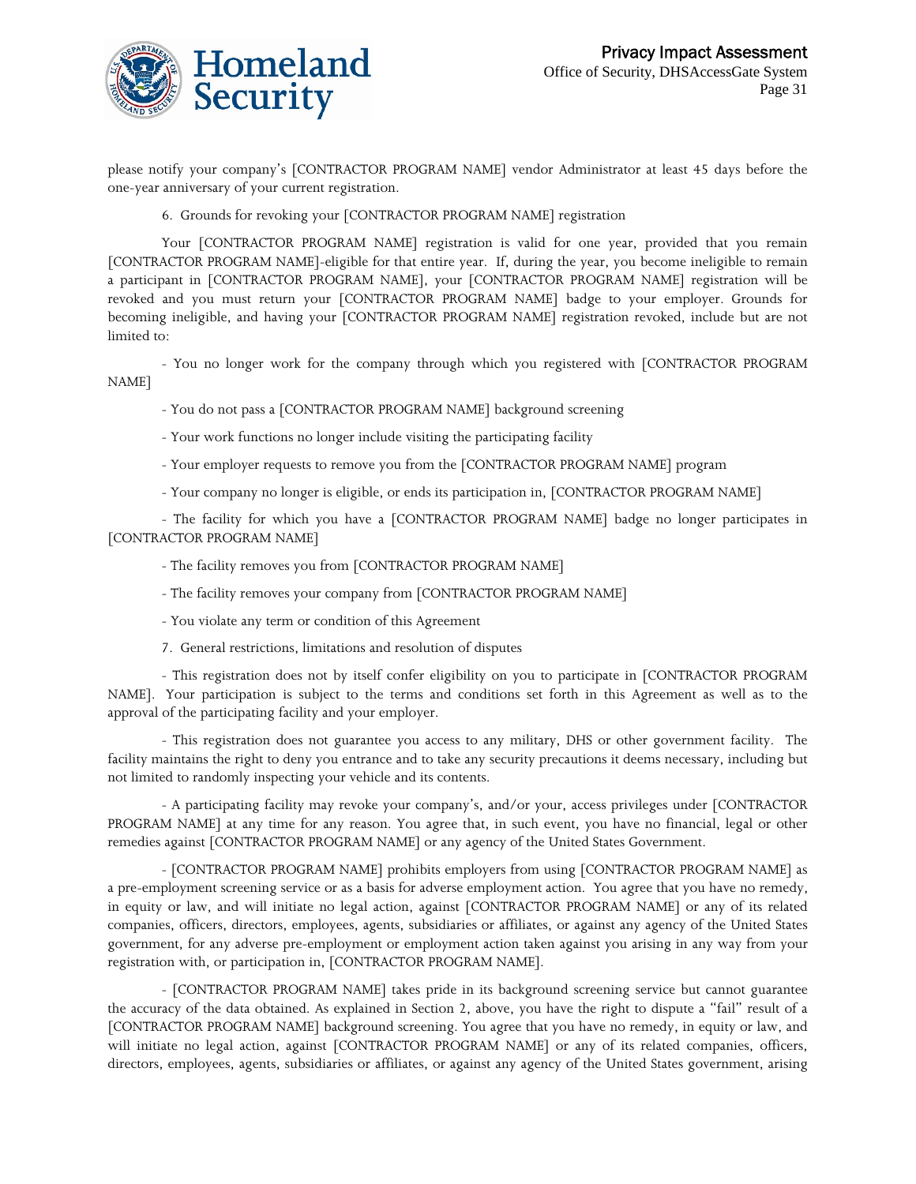please notify your company's [CONTRACTOR PROGRAM NAME] vendor Administrator at least 45 days before the one-year anniversary of your current registration.

6. Grounds for revoking your [CONTRACTOR PROGRAM NAME] registration

Your [CONTRACTOR PROGRAM NAME] registration is valid for one year, provided that you remain [CONTRACTOR PROGRAM NAME]-eligible for that entire year. If, during the year, you become ineligible to remain a participant in [CONTRACTOR PROGRAM NAME], your [CONTRACTOR PROGRAM NAME] registration will be revoked and you must return your [CONTRACTOR PROGRAM NAME] badge to your employer. Grounds for becoming ineligible, and having your [CONTRACTOR PROGRAM NAME] registration revoked, include but are not limited to:

- You no longer work for the company through which you registered with [CONTRACTOR PROGRAM NAME]
- You do not pass a [CONTRACTOR PROGRAM NAME] background screening
- Your work functions no longer include visiting the participating facility
- Your employer requests to remove you from the [CONTRACTOR PROGRAM NAME] program
- Your company no longer is eligible, or ends its participation in, [CONTRACTOR PROGRAM NAME]
- The facility for which you have a [CONTRACTOR PROGRAM NAME] badge no longer participates in [CONTRACTOR PROGRAM NAME]
- The facility removes you from [CONTRACTOR PROGRAM NAME]
- The facility removes your company from [CONTRACTOR PROGRAM NAME]
- You violate any term or condition of this Agreement

7. General restrictions, limitations and resolution of disputes

- This registration does not by itself confer eligibility on you to participate in [CONTRACTOR PROGRAM NAME]. Your participation is subject to the terms and conditions set forth in this Agreement as well as to the approval of the participating facility and your employer.

- This registration does not guarantee you access to any military, DHS or other government facility. The facility maintains the right to deny you entrance and to take any security precautions it deems necessary, including but not limited to randomly inspecting your vehicle and its contents.

- A participating facility may revoke your company's, and/or your, access privileges under [CONTRACTOR PROGRAM NAME] at any time for any reason. You agree that, in such event, you have no financial, legal or other remedies against [CONTRACTOR PROGRAM NAME] or any agency of the United States Government.

- [CONTRACTOR PROGRAM NAME] prohibits employers from using [CONTRACTOR PROGRAM NAME] as a pre-employment screening service or as a basis for adverse employment action. You agree that you have no remedy, in equity or law, and will initiate no legal action, against [CONTRACTOR PROGRAM NAME] or any of its related companies, officers, directors, employees, agents, subsidiaries or affiliates, or against any agency of the United States government, for any adverse pre-employment or employment action taken against you arising in any way from your registration with, or participation in, [CONTRACTOR PROGRAM NAME].

- [CONTRACTOR PROGRAM NAME] takes pride in its background screening service but cannot guarantee the accuracy of the data obtained. As explained in Section 2, above, you have the right to dispute a "fail" result of a [CONTRACTOR PROGRAM NAME] background screening. You agree that you have no remedy, in equity or law, and will initiate no legal action, against [CONTRACTOR PROGRAM NAME] or any of its related companies, officers, directors, employees, agents, subsidiaries or affiliates, or against any agency of the United States government, arising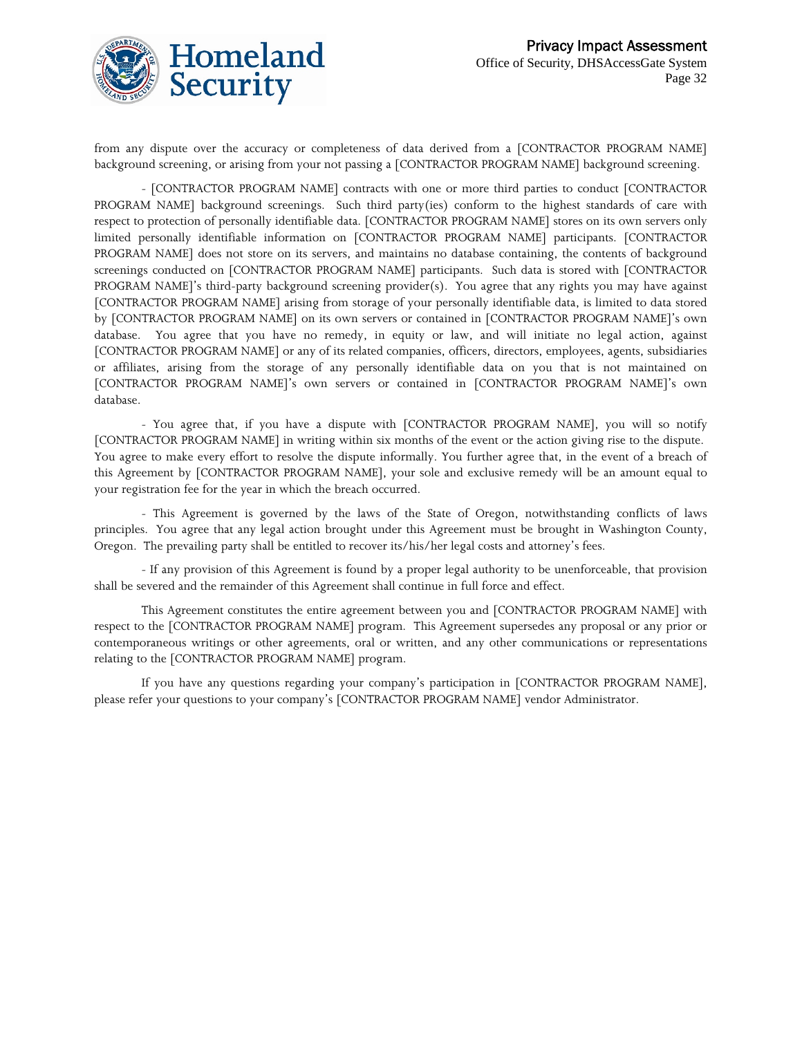from any dispute over the accuracy or completeness of data derived from a [CONTRACTOR PROGRAM NAME] background screening, or arising from your not passing a [CONTRACTOR PROGRAM NAME] background screening.

- [CONTRACTOR PROGRAM NAME] contracts with one or more third parties to conduct [CONTRACTOR PROGRAM NAME] background screenings. Such third party(ies) conform to the highest standards of care with respect to protection of personally identifiable data. [CONTRACTOR PROGRAM NAME] stores on its own servers only limited personally identifiable information on [CONTRACTOR PROGRAM NAME] participants. [CONTRACTOR PROGRAM NAME] does not store on its servers, and maintains no database containing, the contents of background screenings conducted on [CONTRACTOR PROGRAM NAME] participants. Such data is stored with [CONTRACTOR PROGRAM NAME]'s third-party background screening provider(s). You agree that any rights you may have against [CONTRACTOR PROGRAM NAME] arising from storage of your personally identifiable data, is limited to data stored by [CONTRACTOR PROGRAM NAME] on its own servers or contained in [CONTRACTOR PROGRAM NAME]'s own database. You agree that you have no remedy, in equity or law, and will initiate no legal action, against [CONTRACTOR PROGRAM NAME] or any of its related companies, officers, directors, employees, agents, subsidiaries or affiliates, arising from the storage of any personally identifiable data on you that is not maintained on [CONTRACTOR PROGRAM NAME]'s own servers or contained in [CONTRACTOR PROGRAM NAME]'s own database.

- You agree that, if you have a dispute with [CONTRACTOR PROGRAM NAME], you will so notify [CONTRACTOR PROGRAM NAME] in writing within six months of the event or the action giving rise to the dispute. You agree to make every effort to resolve the dispute informally. You further agree that, in the event of a breach of this Agreement by [CONTRACTOR PROGRAM NAME], your sole and exclusive remedy will be an amount equal to your registration fee for the year in which the breach occurred.

- This Agreement is governed by the laws of the State of Oregon, notwithstanding conflicts of laws principles. You agree that any legal action brought under this Agreement must be brought in Washington County, Oregon. The prevailing party shall be entitled to recover its/his/her legal costs and attorney's fees.

- If any provision of this Agreement is found by a proper legal authority to be unenforceable, that provision shall be severed and the remainder of this Agreement shall continue in full force and effect.

This Agreement constitutes the entire agreement between you and [CONTRACTOR PROGRAM NAME] with respect to the [CONTRACTOR PROGRAM NAME] program. This Agreement supersedes any proposal or any prior or contemporaneous writings or other agreements, oral or written, and any other communications or representations relating to the [CONTRACTOR PROGRAM NAME] program.

If you have any questions regarding your company's participation in [CONTRACTOR PROGRAM NAME], please refer your questions to your company's [CONTRACTOR PROGRAM NAME] vendor Administrator.